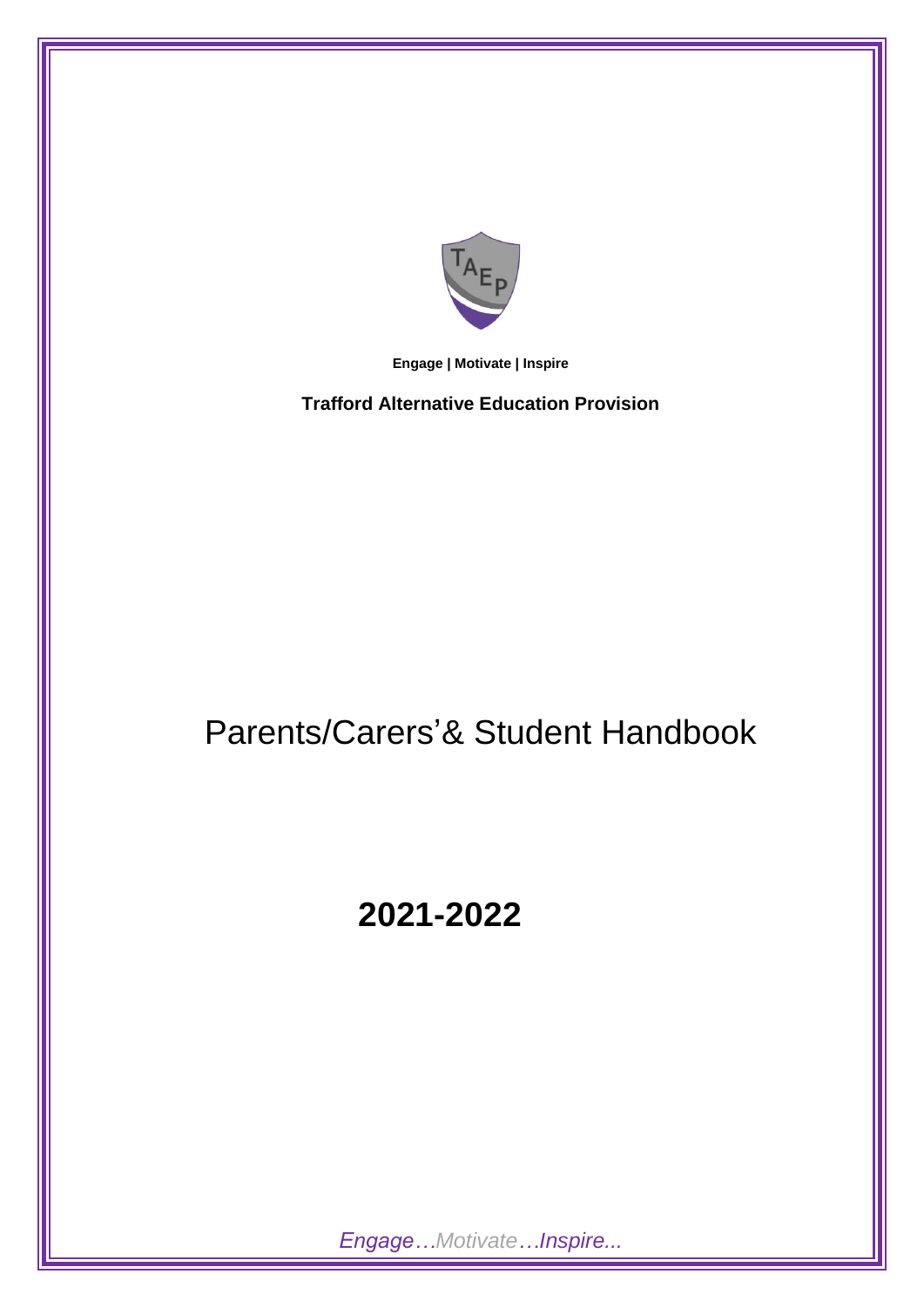**Engage | Motivate | Inspire**

**Trafford Alternative Education Provision**

# Parents/Carers'& Student Handbook

# 2021-2022

*Engage…Motivate…Inspire...*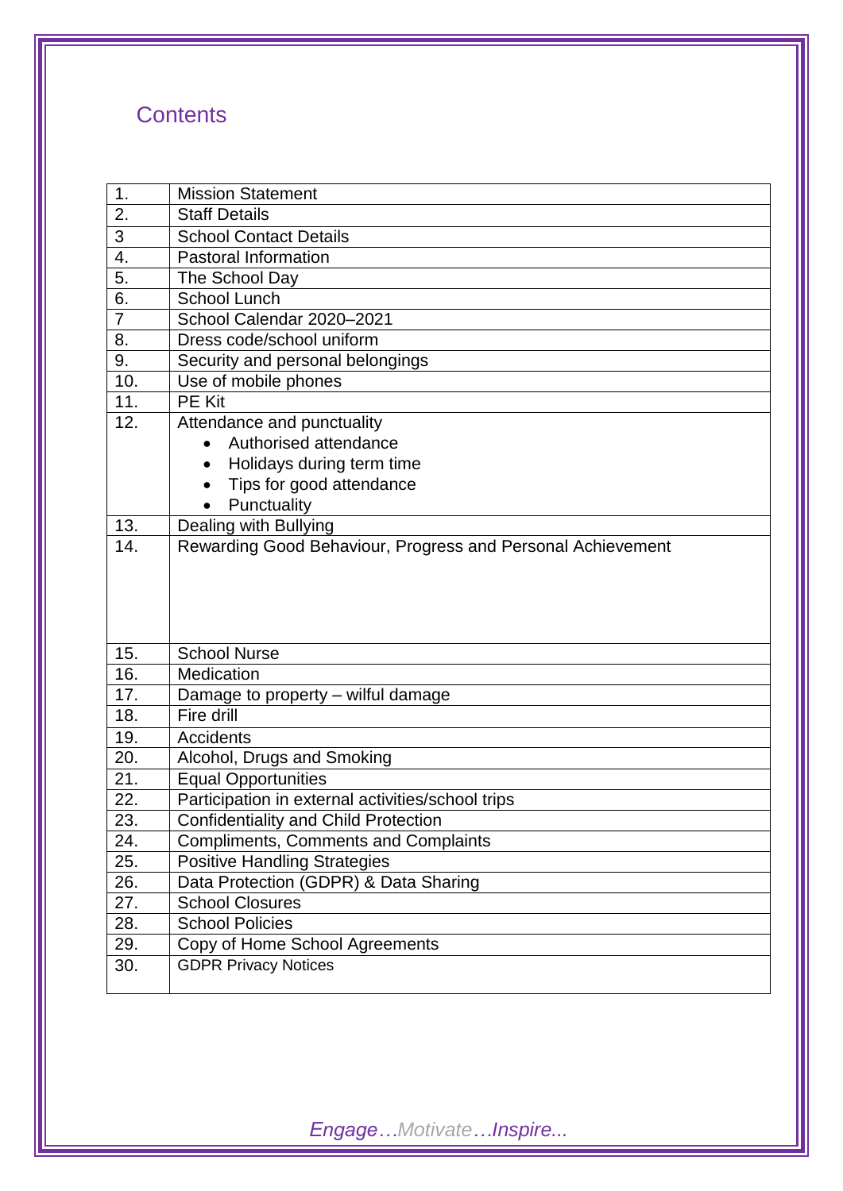## Contents

| | |
|---|---|
| 1. | Mission Statement |
| 2. | Staff Details |
| 3 | School Contact Details |
| 4. | Pastoral Information |
| 5. | The School Day |
| 6. | School Lunch |
| 7 | School Calendar 2020–2021 |
| 8. | Dress code/school uniform |
| 9. | Security and personal belongings |
| 10. | Use of mobile phones |
| 11. | PE Kit |
| 12. | Attendance and punctuality<br>• Authorised attendance<br>• Holidays during term time<br>• Tips for good attendance<br>• Punctuality |
| 13. | Dealing with Bullying |
| 14. | Rewarding Good Behaviour, Progress and Personal Achievement |
| 15. | School Nurse |
| 16. | Medication |
| 17. | Damage to property – wilful damage |
| 18. | Fire drill |
| 19. | Accidents |
| 20. | Alcohol, Drugs and Smoking |
| 21. | Equal Opportunities |
| 22. | Participation in external activities/school trips |
| 23. | Confidentiality and Child Protection |
| 24. | Compliments, Comments and Complaints |
| 25. | Positive Handling Strategies |
| 26. | Data Protection (GDPR) & Data Sharing |
| 27. | School Closures |
| 28. | School Policies |
| 29. | Copy of Home School Agreements |
| 30. | GDPR Privacy Notices |

*Engage…Motivate…Inspire...*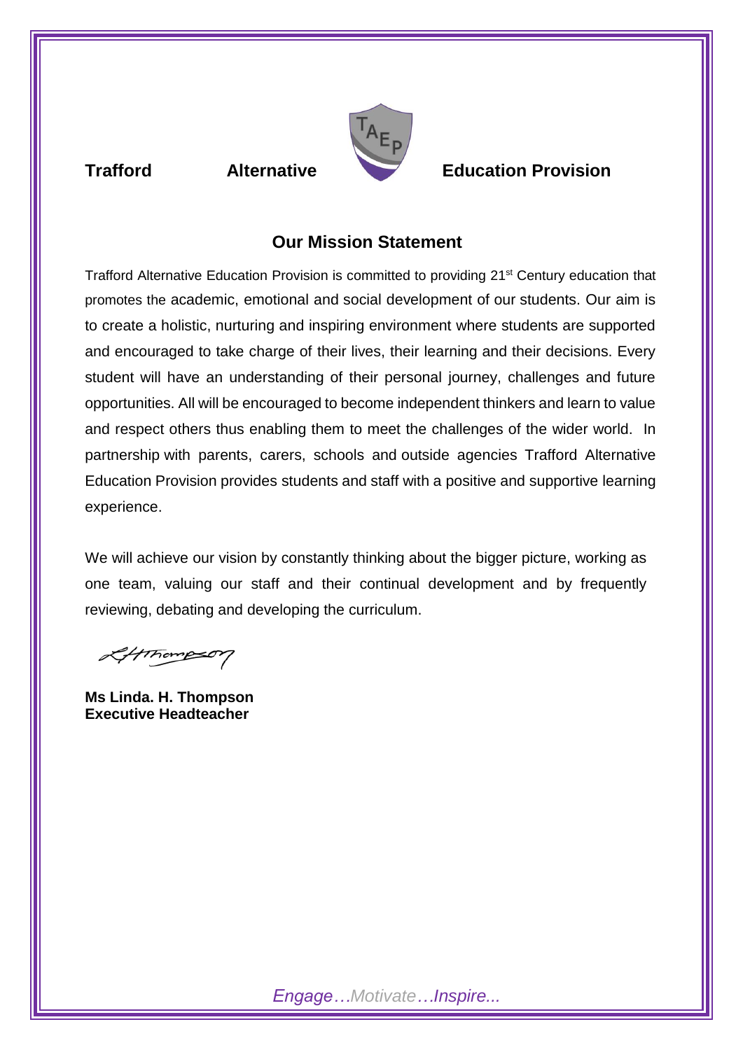**Trafford Alternative Education Provision**

## Our Mission Statement

Trafford Alternative Education Provision is committed to providing 21$^{st}$ Century education that promotes the academic, emotional and social development of our students. Our aim is to create a holistic, nurturing and inspiring environment where students are supported and encouraged to take charge of their lives, their learning and their decisions. Every student will have an understanding of their personal journey, challenges and future opportunities. All will be encouraged to become independent thinkers and learn to value and respect others thus enabling them to meet the challenges of the wider world. In partnership with parents, carers, schools and outside agencies Trafford Alternative Education Provision provides students and staff with a positive and supportive learning experience.

We will achieve our vision by constantly thinking about the bigger picture, working as one team, valuing our staff and their continual development and by frequently reviewing, debating and developing the curriculum.

LHThompson

**Ms Linda. H. Thompson**
**Executive Headteacher**

*Engage…Motivate…Inspire...*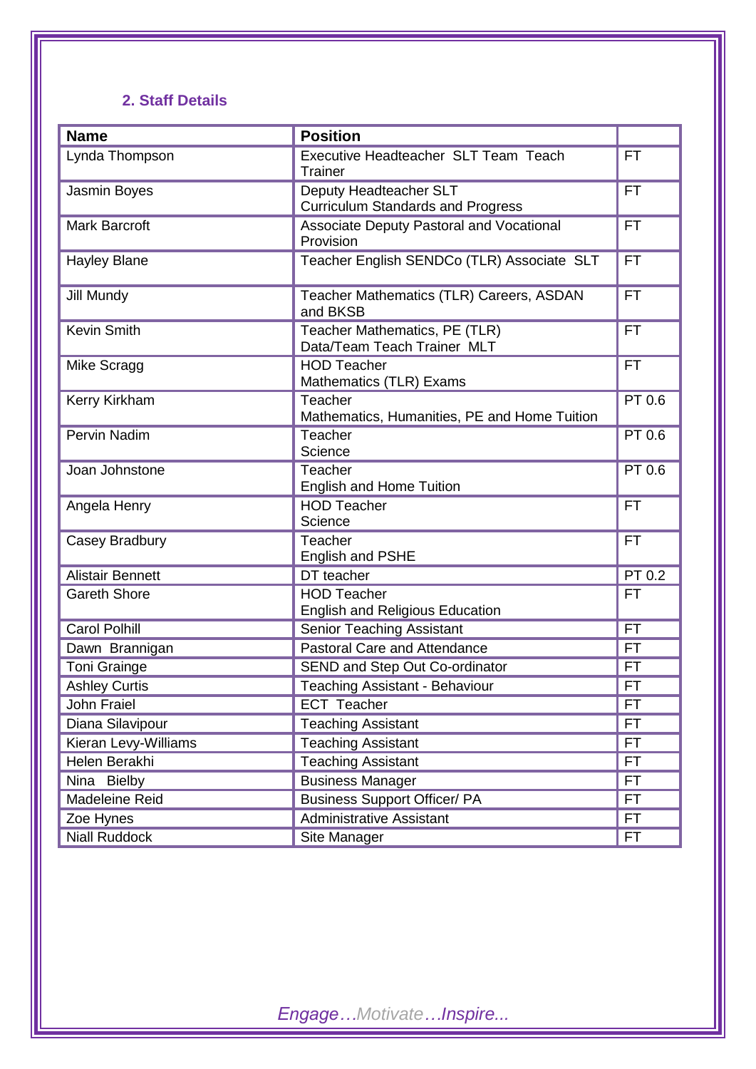## 2. Staff Details

| Name | Position | |
|---|---|---|
| Lynda Thompson | Executive Headteacher SLT Team Teach Trainer | FT |
| Jasmin Boyes | Deputy Headteacher SLT Curriculum Standards and Progress | FT |
| Mark Barcroft | Associate Deputy Pastoral and Vocational Provision | FT |
| Hayley Blane | Teacher English SENDCo (TLR) Associate SLT | FT |
| Jill Mundy | Teacher Mathematics (TLR) Careers, ASDAN and BKSB | FT |
| Kevin Smith | Teacher Mathematics, PE (TLR) Data/Team Teach Trainer MLT | FT |
| Mike Scragg | HOD Teacher Mathematics (TLR) Exams | FT |
| Kerry Kirkham | Teacher Mathematics, Humanities, PE and Home Tuition | PT 0.6 |
| Pervin Nadim | Teacher Science | PT 0.6 |
| Joan Johnstone | Teacher English and Home Tuition | PT 0.6 |
| Angela Henry | HOD Teacher Science | FT |
| Casey Bradbury | Teacher English and PSHE | FT |
| Alistair Bennett | DT teacher | PT 0.2 |
| Gareth Shore | HOD Teacher English and Religious Education | FT |
| Carol Polhill | Senior Teaching Assistant | FT |
| Dawn Brannigan | Pastoral Care and Attendance | FT |
| Toni Grainge | SEND and Step Out Co-ordinator | FT |
| Ashley Curtis | Teaching Assistant - Behaviour | FT |
| John Fraiel | ECT Teacher | FT |
| Diana Silavipour | Teaching Assistant | FT |
| Kieran Levy-Williams | Teaching Assistant | FT |
| Helen Berakhi | Teaching Assistant | FT |
| Nina Bielby | Business Manager | FT |
| Madeleine Reid | Business Support Officer/ PA | FT |
| Zoe Hynes | Administrative Assistant | FT |
| Niall Ruddock | Site Manager | FT |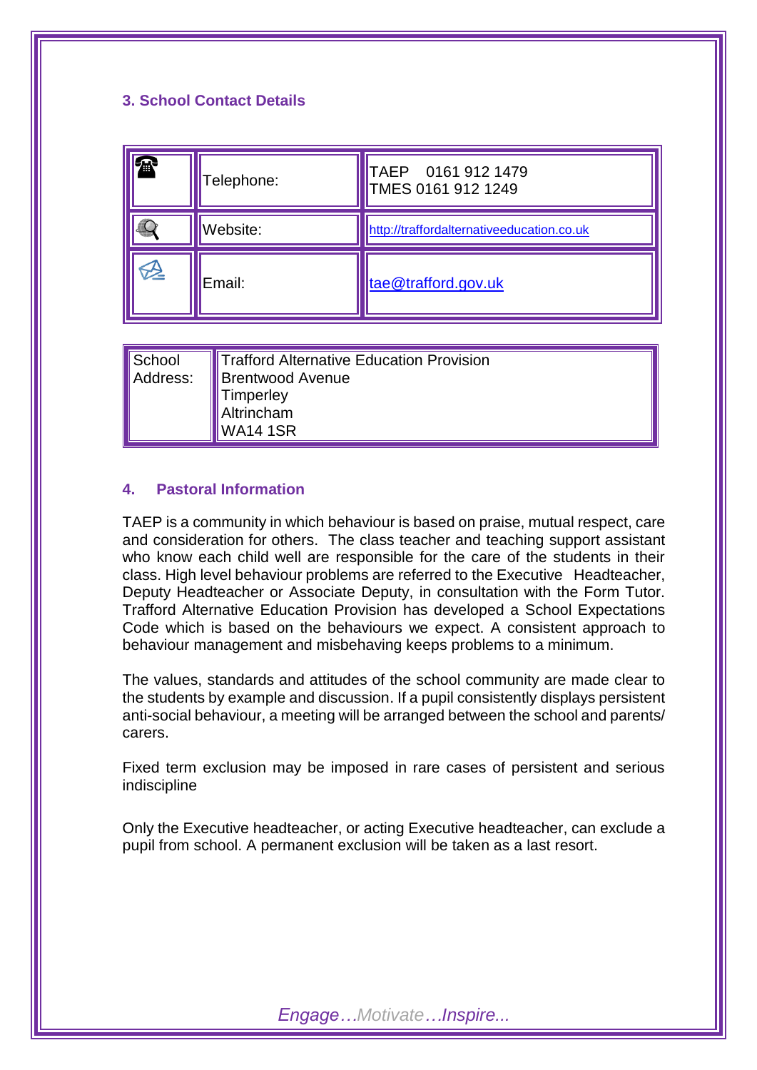### 3. School Contact Details

| | | |
|---|---|---|
| ☎ | Telephone: | TAEP 0161 912 1479<br>TMES 0161 912 1249 |
| | Website: | http://traffordalternativeeducation.co.uk |
| | Email: | tae@trafford.gov.uk |

| | |
|---|---|
| School Address: | Trafford Alternative Education Provision<br>Brentwood Avenue<br>Timperley<br>Altrincham<br>WA14 1SR |

### 4. Pastoral Information

TAEP is a community in which behaviour is based on praise, mutual respect, care and consideration for others. The class teacher and teaching support assistant who know each child well are responsible for the care of the students in their class. High level behaviour problems are referred to the Executive Headteacher, Deputy Headteacher or Associate Deputy, in consultation with the Form Tutor. Trafford Alternative Education Provision has developed a School Expectations Code which is based on the behaviours we expect. A consistent approach to behaviour management and misbehaving keeps problems to a minimum.

The values, standards and attitudes of the school community are made clear to the students by example and discussion. If a pupil consistently displays persistent anti-social behaviour, a meeting will be arranged between the school and parents/ carers.

Fixed term exclusion may be imposed in rare cases of persistent and serious indiscipline

Only the Executive headteacher, or acting Executive headteacher, can exclude a pupil from school. A permanent exclusion will be taken as a last resort.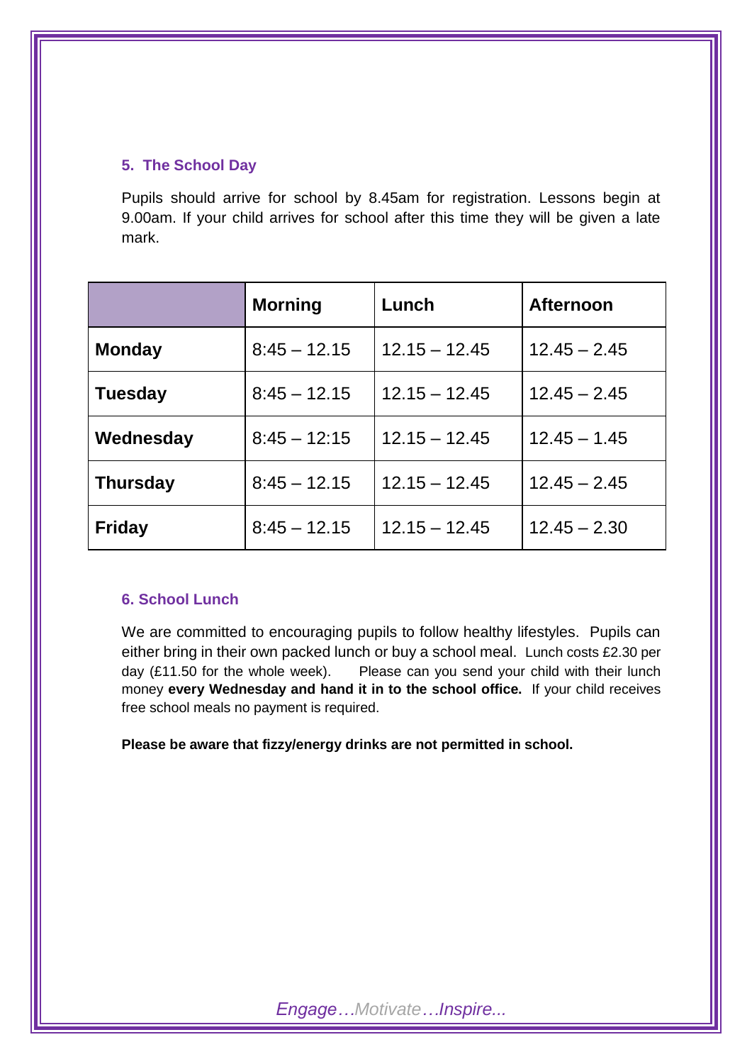## 5. The School Day

Pupils should arrive for school by 8.45am for registration. Lessons begin at 9.00am. If your child arrives for school after this time they will be given a late mark.

| | **Morning** | **Lunch** | **Afternoon** |
|---|---|---|---|
| **Monday** | 8:45 – 12.15 | 12.15 – 12.45 | 12.45 – 2.45 |
| **Tuesday** | 8:45 – 12.15 | 12.15 – 12.45 | 12.45 – 2.45 |
| **Wednesday** | 8:45 – 12:15 | 12.15 – 12.45 | 12.45 – 1.45 |
| **Thursday** | 8:45 – 12.15 | 12.15 – 12.45 | 12.45 – 2.45 |
| **Friday** | 8:45 – 12.15 | 12.15 – 12.45 | 12.45 – 2.30 |

## 6. School Lunch

We are committed to encouraging pupils to follow healthy lifestyles. Pupils can either bring in their own packed lunch or buy a school meal. Lunch costs £2.30 per day (£11.50 for the whole week). Please can you send your child with their lunch money **every Wednesday and hand it in to the school office.** If your child receives free school meals no payment is required.

**Please be aware that fizzy/energy drinks are not permitted in school.**

*Engage…Motivate…Inspire...*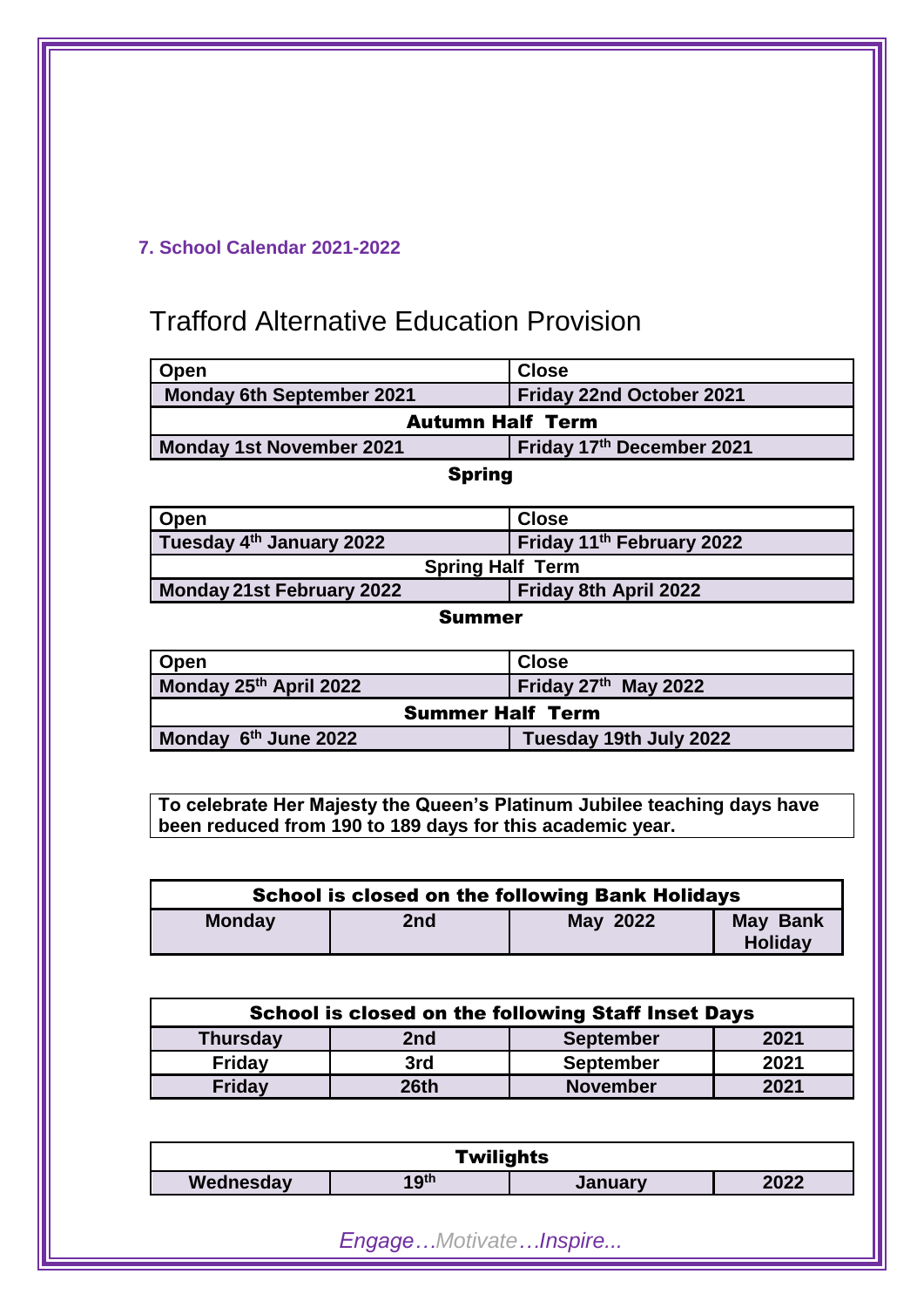## 7. School Calendar 2021-2022

# Trafford Alternative Education Provision

| Open | Close |
|---|---|
| Monday 6th September 2021 | Friday 22nd October 2021 |
| **Autumn Half Term** | |
| Monday 1st November 2021 | Friday 17th December 2021 |

**Spring**

| Open | Close |
|---|---|
| Tuesday 4th January 2022 | Friday 11th February 2022 |
| **Spring Half Term** | |
| Monday 21st February 2022 | Friday 8th April 2022 |

**Summer**

| Open | Close |
|---|---|
| Monday 25th April 2022 | Friday 27th May 2022 |
| **Summer Half Term** | |
| Monday 6th June 2022 | Tuesday 19th July 2022 |

**To celebrate Her Majesty the Queen's Platinum Jubilee teaching days have been reduced from 190 to 189 days for this academic year.**

| School is closed on the following Bank Holidays | | | |
|---|---|---|---|
| Monday | 2nd | May 2022 | May Bank Holiday |

| School is closed on the following Staff Inset Days | | | |
|---|---|---|---|
| Thursday | 2nd | September | 2021 |
| Friday | 3rd | September | 2021 |
| Friday | 26th | November | 2021 |

| Twilights | | | |
|---|---|---|---|
| Wednesday | 19th | January | 2022 |

*Engage…Motivate…Inspire...*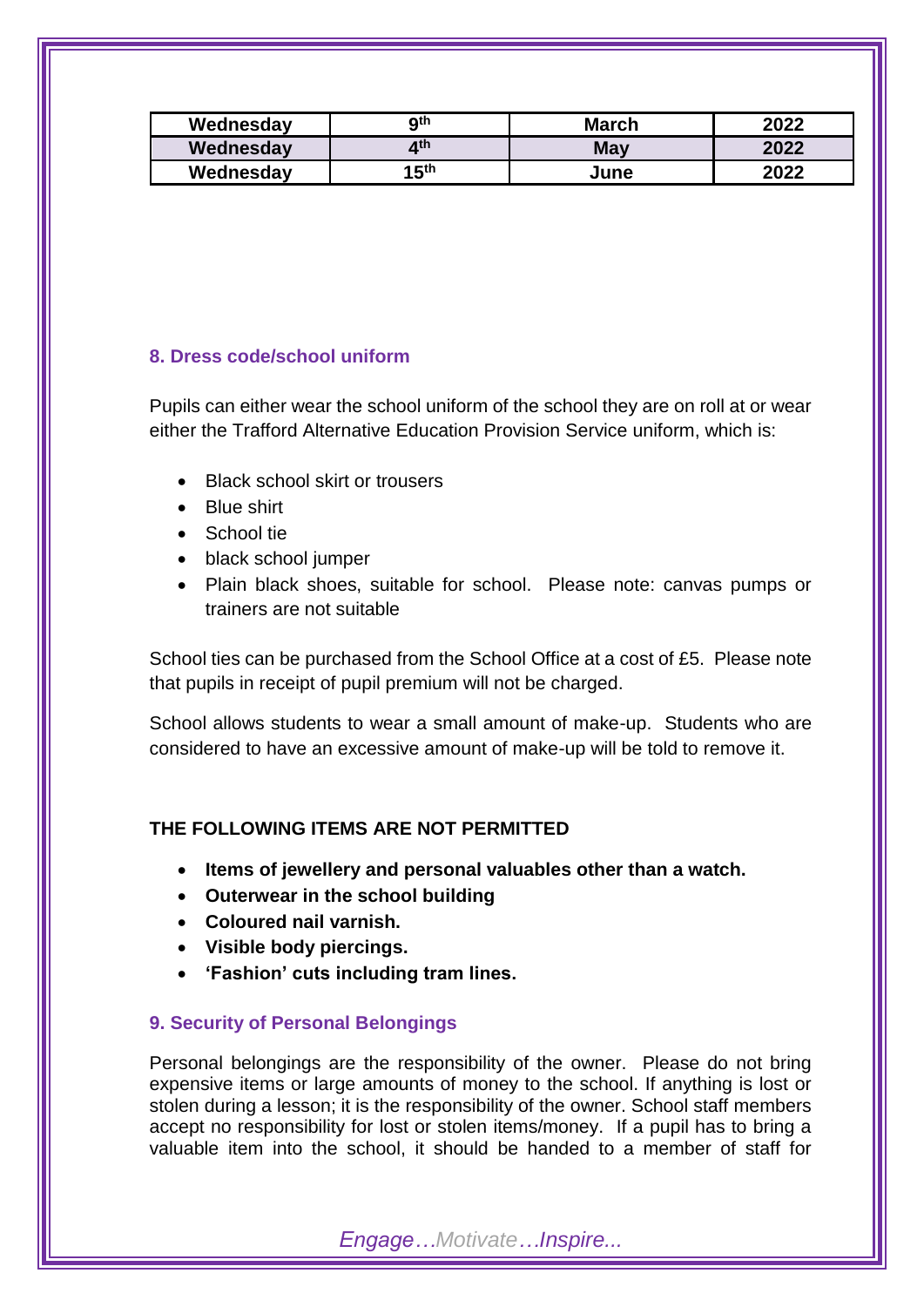| Wednesday | 9th | March | 2022 |
|---|---|---|---|
| Wednesday | 4th | May | 2022 |
| Wednesday | 15th | June | 2022 |

### 8. Dress code/school uniform

Pupils can either wear the school uniform of the school they are on roll at or wear either the Trafford Alternative Education Provision Service uniform, which is:

- Black school skirt or trousers
- Blue shirt
- School tie
- black school jumper
- Plain black shoes, suitable for school. Please note: canvas pumps or trainers are not suitable

School ties can be purchased from the School Office at a cost of £5. Please note that pupils in receipt of pupil premium will not be charged.

School allows students to wear a small amount of make-up. Students who are considered to have an excessive amount of make-up will be told to remove it.

**THE FOLLOWING ITEMS ARE NOT PERMITTED**

- **Items of jewellery and personal valuables other than a watch.**
- **Outerwear in the school building**
- **Coloured nail varnish.**
- **Visible body piercings.**
- **'Fashion' cuts including tram lines.**

### 9. Security of Personal Belongings

Personal belongings are the responsibility of the owner. Please do not bring expensive items or large amounts of money to the school. If anything is lost or stolen during a lesson; it is the responsibility of the owner. School staff members accept no responsibility for lost or stolen items/money. If a pupil has to bring a valuable item into the school, it should be handed to a member of staff for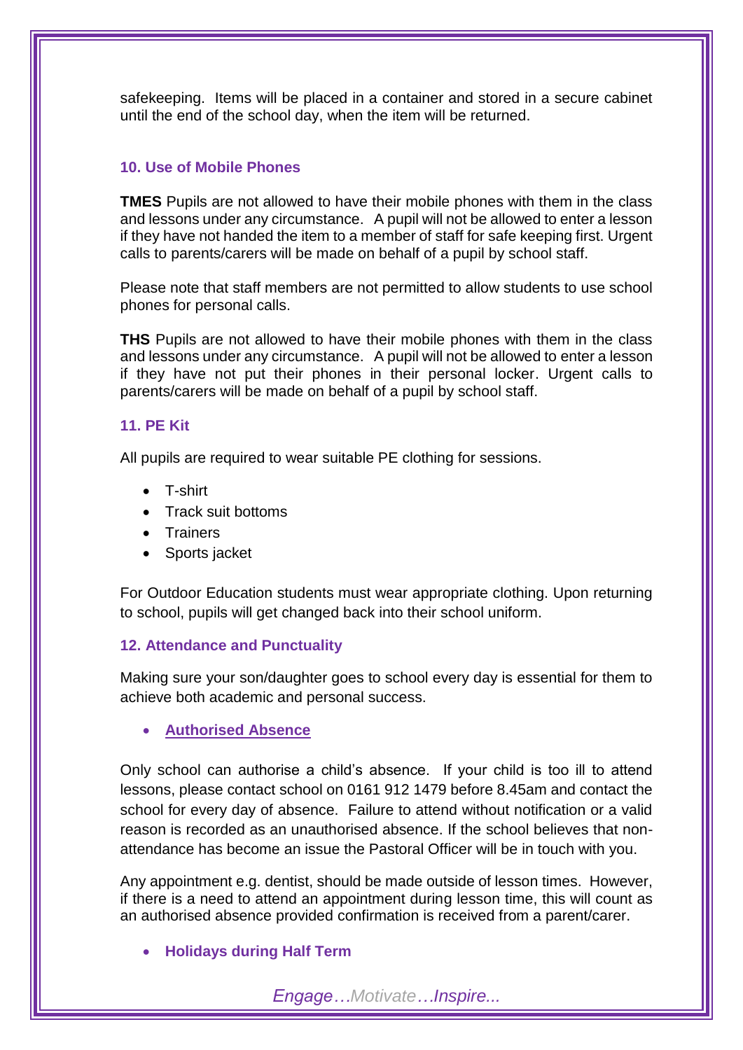safekeeping. Items will be placed in a container and stored in a secure cabinet until the end of the school day, when the item will be returned.

### 10. Use of Mobile Phones

**TMES** Pupils are not allowed to have their mobile phones with them in the class and lessons under any circumstance. A pupil will not be allowed to enter a lesson if they have not handed the item to a member of staff for safe keeping first. Urgent calls to parents/carers will be made on behalf of a pupil by school staff.

Please note that staff members are not permitted to allow students to use school phones for personal calls.

**THS** Pupils are not allowed to have their mobile phones with them in the class and lessons under any circumstance. A pupil will not be allowed to enter a lesson if they have not put their phones in their personal locker. Urgent calls to parents/carers will be made on behalf of a pupil by school staff.

### 11. PE Kit

All pupils are required to wear suitable PE clothing for sessions.

- T-shirt
- Track suit bottoms
- Trainers
- Sports jacket

For Outdoor Education students must wear appropriate clothing. Upon returning to school, pupils will get changed back into their school uniform.

### 12. Attendance and Punctuality

Making sure your son/daughter goes to school every day is essential for them to achieve both academic and personal success.

- **Authorised Absence**

Only school can authorise a child's absence. If your child is too ill to attend lessons, please contact school on 0161 912 1479 before 8.45am and contact the school for every day of absence. Failure to attend without notification or a valid reason is recorded as an unauthorised absence. If the school believes that non-attendance has become an issue the Pastoral Officer will be in touch with you.

Any appointment e.g. dentist, should be made outside of lesson times. However, if there is a need to attend an appointment during lesson time, this will count as an authorised absence provided confirmation is received from a parent/carer.

- **Holidays during Half Term**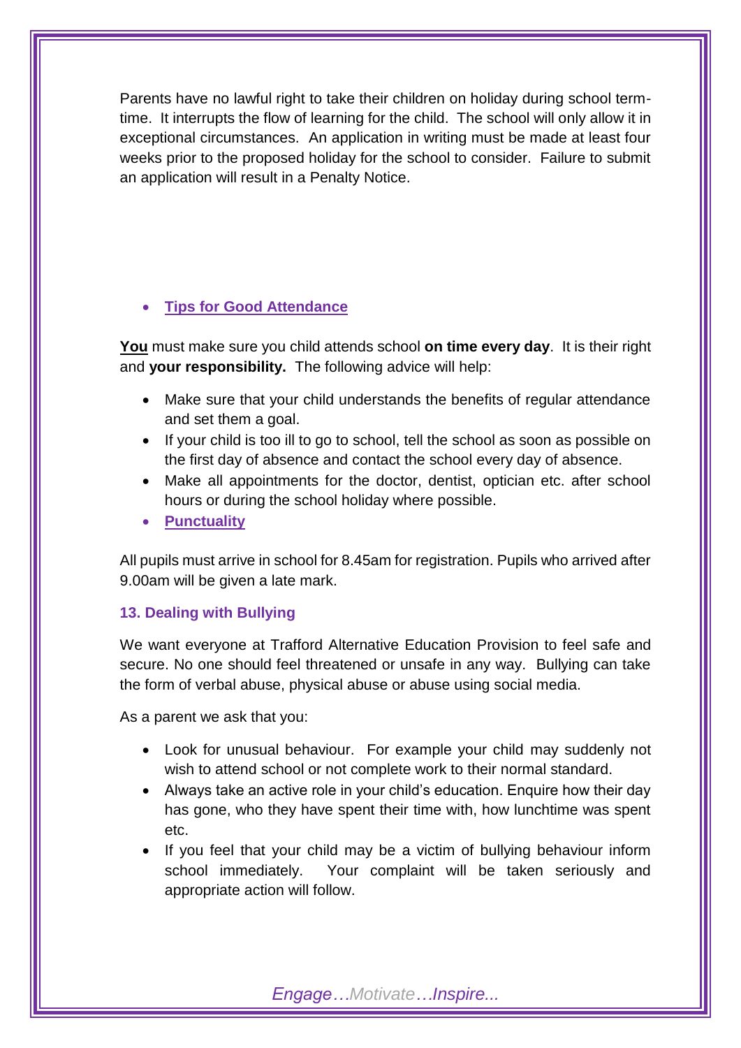Parents have no lawful right to take their children on holiday during school term-time. It interrupts the flow of learning for the child. The school will only allow it in exceptional circumstances. An application in writing must be made at least four weeks prior to the proposed holiday for the school to consider. Failure to submit an application will result in a Penalty Notice.

- **Tips for Good Attendance**

**You** must make sure you child attends school **on time every day**. It is their right and **your responsibility.** The following advice will help:

- Make sure that your child understands the benefits of regular attendance and set them a goal.
- If your child is too ill to go to school, tell the school as soon as possible on the first day of absence and contact the school every day of absence.
- Make all appointments for the doctor, dentist, optician etc. after school hours or during the school holiday where possible.
- **Punctuality**

All pupils must arrive in school for 8.45am for registration. Pupils who arrived after 9.00am will be given a late mark.

### 13. Dealing with Bullying

We want everyone at Trafford Alternative Education Provision to feel safe and secure. No one should feel threatened or unsafe in any way. Bullying can take the form of verbal abuse, physical abuse or abuse using social media.

As a parent we ask that you:

- Look for unusual behaviour. For example your child may suddenly not wish to attend school or not complete work to their normal standard.
- Always take an active role in your child's education. Enquire how their day has gone, who they have spent their time with, how lunchtime was spent etc.
- If you feel that your child may be a victim of bullying behaviour inform school immediately. Your complaint will be taken seriously and appropriate action will follow.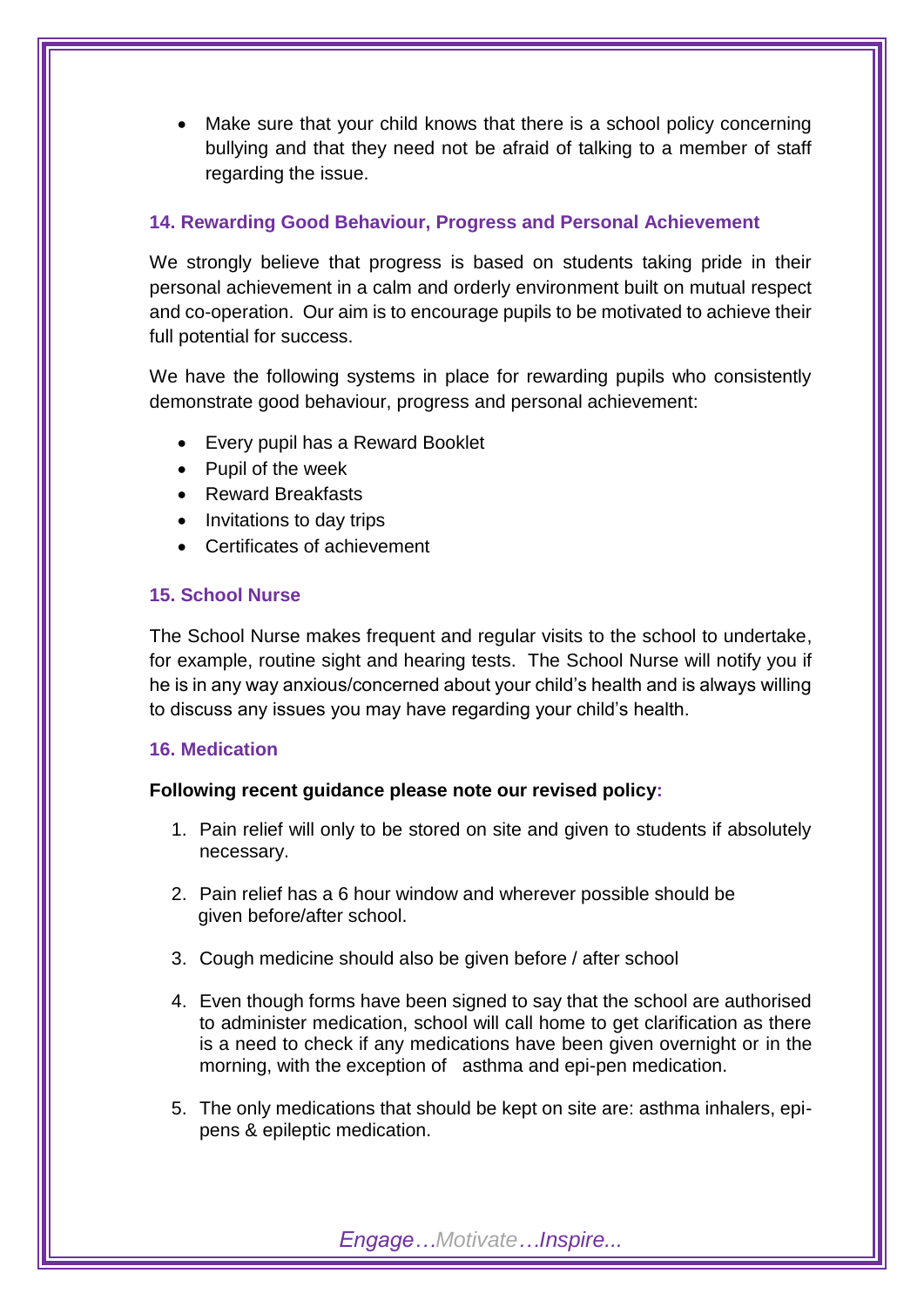- Make sure that your child knows that there is a school policy concerning bullying and that they need not be afraid of talking to a member of staff regarding the issue.

### 14. Rewarding Good Behaviour, Progress and Personal Achievement

We strongly believe that progress is based on students taking pride in their personal achievement in a calm and orderly environment built on mutual respect and co-operation. Our aim is to encourage pupils to be motivated to achieve their full potential for success.

We have the following systems in place for rewarding pupils who consistently demonstrate good behaviour, progress and personal achievement:

- Every pupil has a Reward Booklet
- Pupil of the week
- Reward Breakfasts
- Invitations to day trips
- Certificates of achievement

### 15. School Nurse

The School Nurse makes frequent and regular visits to the school to undertake, for example, routine sight and hearing tests. The School Nurse will notify you if he is in any way anxious/concerned about your child's health and is always willing to discuss any issues you may have regarding your child's health.

### 16. Medication

**Following recent guidance please note our revised policy:**

1. Pain relief will only to be stored on site and given to students if absolutely necessary.
2. Pain relief has a 6 hour window and wherever possible should be given before/after school.
3. Cough medicine should also be given before / after school
4. Even though forms have been signed to say that the school are authorised to administer medication, school will call home to get clarification as there is a need to check if any medications have been given overnight or in the morning, with the exception of asthma and epi-pen medication.
5. The only medications that should be kept on site are: asthma inhalers, epi-pens & epileptic medication.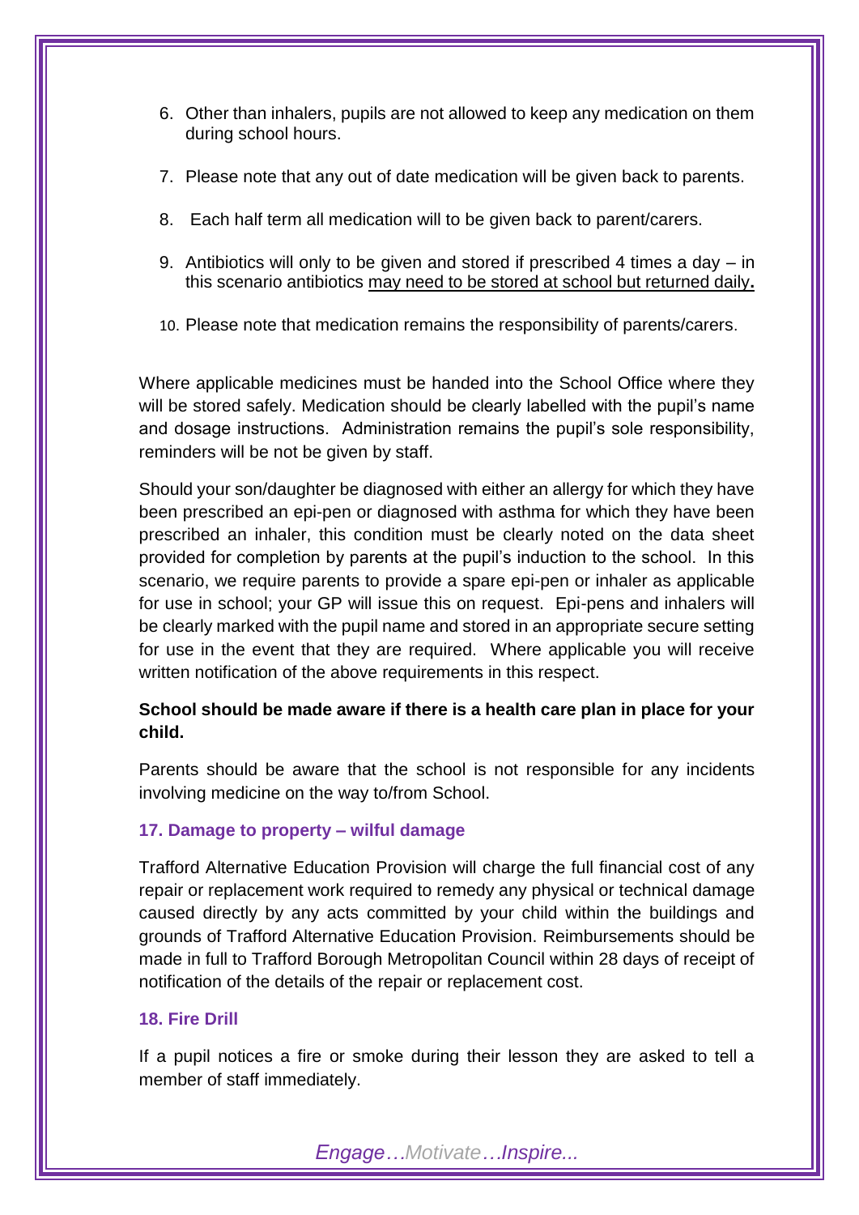6. Other than inhalers, pupils are not allowed to keep any medication on them during school hours.

7. Please note that any out of date medication will be given back to parents.

8. Each half term all medication will to be given back to parent/carers.

9. Antibiotics will only to be given and stored if prescribed 4 times a day – in this scenario antibiotics <u>may need to be stored at school but returned daily</u>**.**

10. Please note that medication remains the responsibility of parents/carers.

Where applicable medicines must be handed into the School Office where they will be stored safely. Medication should be clearly labelled with the pupil's name and dosage instructions. Administration remains the pupil's sole responsibility, reminders will be not be given by staff.

Should your son/daughter be diagnosed with either an allergy for which they have been prescribed an epi-pen or diagnosed with asthma for which they have been prescribed an inhaler, this condition must be clearly noted on the data sheet provided for completion by parents at the pupil's induction to the school. In this scenario, we require parents to provide a spare epi-pen or inhaler as applicable for use in school; your GP will issue this on request. Epi-pens and inhalers will be clearly marked with the pupil name and stored in an appropriate secure setting for use in the event that they are required. Where applicable you will receive written notification of the above requirements in this respect.

**School should be made aware if there is a health care plan in place for your child.**

Parents should be aware that the school is not responsible for any incidents involving medicine on the way to/from School.

### 17. Damage to property – wilful damage

Trafford Alternative Education Provision will charge the full financial cost of any repair or replacement work required to remedy any physical or technical damage caused directly by any acts committed by your child within the buildings and grounds of Trafford Alternative Education Provision. Reimbursements should be made in full to Trafford Borough Metropolitan Council within 28 days of receipt of notification of the details of the repair or replacement cost.

### 18. Fire Drill

If a pupil notices a fire or smoke during their lesson they are asked to tell a member of staff immediately.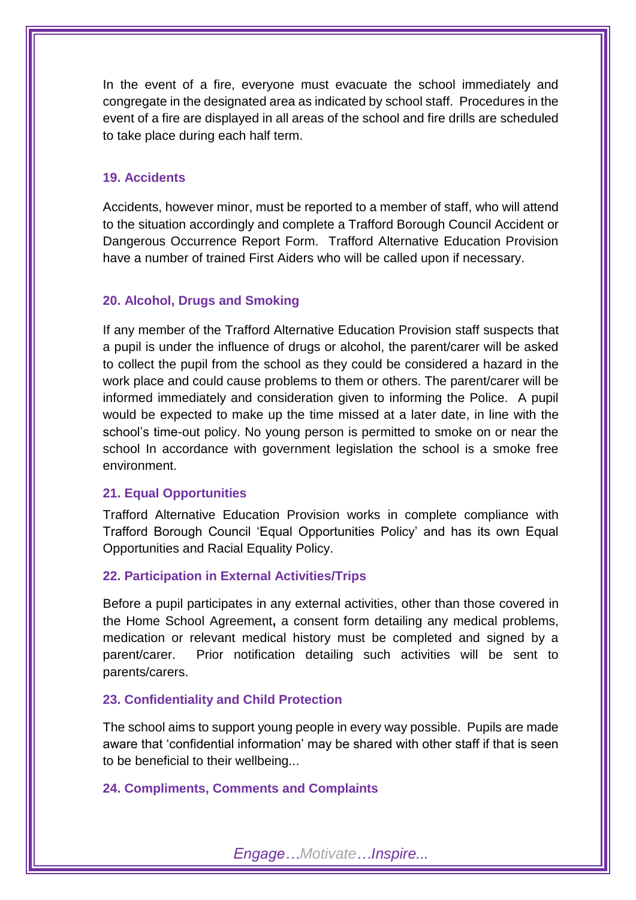In the event of a fire, everyone must evacuate the school immediately and congregate in the designated area as indicated by school staff. Procedures in the event of a fire are displayed in all areas of the school and fire drills are scheduled to take place during each half term.

### 19. Accidents

Accidents, however minor, must be reported to a member of staff, who will attend to the situation accordingly and complete a Trafford Borough Council Accident or Dangerous Occurrence Report Form. Trafford Alternative Education Provision have a number of trained First Aiders who will be called upon if necessary.

### 20. Alcohol, Drugs and Smoking

If any member of the Trafford Alternative Education Provision staff suspects that a pupil is under the influence of drugs or alcohol, the parent/carer will be asked to collect the pupil from the school as they could be considered a hazard in the work place and could cause problems to them or others. The parent/carer will be informed immediately and consideration given to informing the Police. A pupil would be expected to make up the time missed at a later date, in line with the school's time-out policy. No young person is permitted to smoke on or near the school In accordance with government legislation the school is a smoke free environment.

### 21. Equal Opportunities

Trafford Alternative Education Provision works in complete compliance with Trafford Borough Council 'Equal Opportunities Policy' and has its own Equal Opportunities and Racial Equality Policy.

### 22. Participation in External Activities/Trips

Before a pupil participates in any external activities, other than those covered in the Home School Agreement**,** a consent form detailing any medical problems, medication or relevant medical history must be completed and signed by a parent/carer. Prior notification detailing such activities will be sent to parents/carers.

### 23. Confidentiality and Child Protection

The school aims to support young people in every way possible. Pupils are made aware that 'confidential information' may be shared with other staff if that is seen to be beneficial to their wellbeing...

### 24. Compliments, Comments and Complaints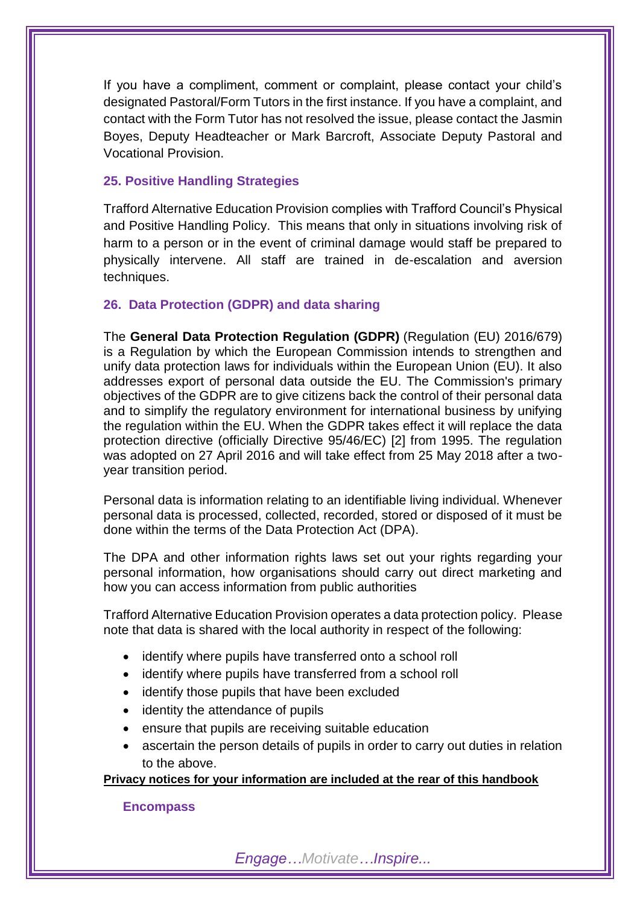If you have a compliment, comment or complaint, please contact your child's designated Pastoral/Form Tutors in the first instance. If you have a complaint, and contact with the Form Tutor has not resolved the issue, please contact the Jasmin Boyes, Deputy Headteacher or Mark Barcroft, Associate Deputy Pastoral and Vocational Provision.

### 25. Positive Handling Strategies

Trafford Alternative Education Provision complies with Trafford Council's Physical and Positive Handling Policy. This means that only in situations involving risk of harm to a person or in the event of criminal damage would staff be prepared to physically intervene. All staff are trained in de-escalation and aversion techniques.

### 26. Data Protection (GDPR) and data sharing

The **General Data Protection Regulation (GDPR)** (Regulation (EU) 2016/679) is a Regulation by which the European Commission intends to strengthen and unify data protection laws for individuals within the European Union (EU). It also addresses export of personal data outside the EU. The Commission's primary objectives of the GDPR are to give citizens back the control of their personal data and to simplify the regulatory environment for international business by unifying the regulation within the EU. When the GDPR takes effect it will replace the data protection directive (officially Directive 95/46/EC) [2] from 1995. The regulation was adopted on 27 April 2016 and will take effect from 25 May 2018 after a two-year transition period.

Personal data is information relating to an identifiable living individual. Whenever personal data is processed, collected, recorded, stored or disposed of it must be done within the terms of the Data Protection Act (DPA).

The DPA and other information rights laws set out your rights regarding your personal information, how organisations should carry out direct marketing and how you can access information from public authorities

Trafford Alternative Education Provision operates a data protection policy. Please note that data is shared with the local authority in respect of the following:

- identify where pupils have transferred onto a school roll
- identify where pupils have transferred from a school roll
- identify those pupils that have been excluded
- identity the attendance of pupils
- ensure that pupils are receiving suitable education
- ascertain the person details of pupils in order to carry out duties in relation to the above.

**Privacy notices for your information are included at the rear of this handbook**

### Encompass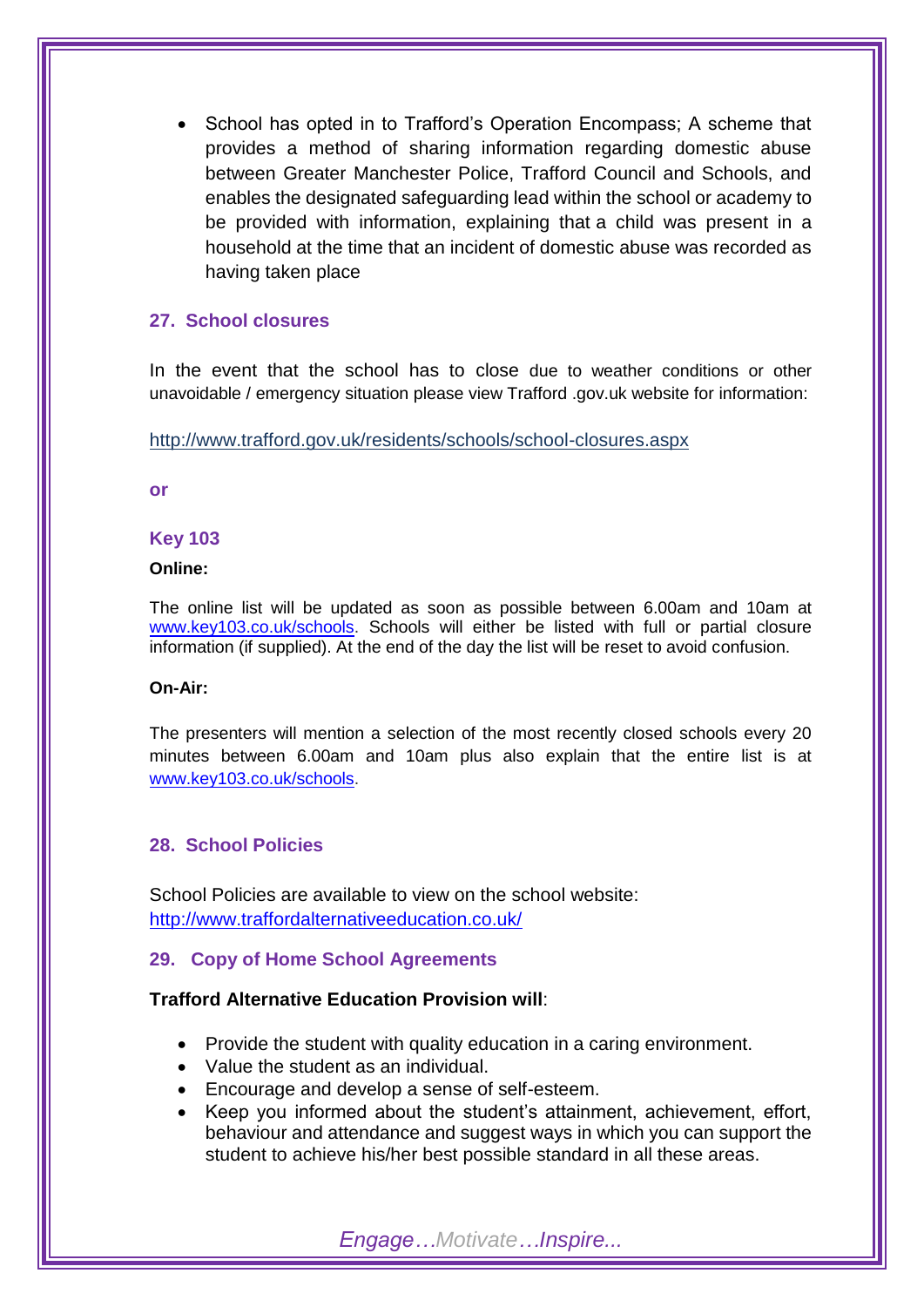- School has opted in to Trafford's Operation Encompass; A scheme that provides a method of sharing information regarding domestic abuse between Greater Manchester Police, Trafford Council and Schools, and enables the designated safeguarding lead within the school or academy to be provided with information, explaining that a child was present in a household at the time that an incident of domestic abuse was recorded as having taken place

## 27. School closures

In the event that the school has to close due to weather conditions or other unavoidable / emergency situation please view Trafford .gov.uk website for information:

http://www.trafford.gov.uk/residents/schools/school-closures.aspx

**or**

### Key 103

**Online:**

The online list will be updated as soon as possible between 6.00am and 10am at www.key103.co.uk/schools. Schools will either be listed with full or partial closure information (if supplied). At the end of the day the list will be reset to avoid confusion.

**On-Air:**

The presenters will mention a selection of the most recently closed schools every 20 minutes between 6.00am and 10am plus also explain that the entire list is at www.key103.co.uk/schools.

## 28. School Policies

School Policies are available to view on the school website:
http://www.traffordalternativeeducation.co.uk/

## 29. Copy of Home School Agreements

**Trafford Alternative Education Provision will**:

- Provide the student with quality education in a caring environment.
- Value the student as an individual.
- Encourage and develop a sense of self-esteem.
- Keep you informed about the student's attainment, achievement, effort, behaviour and attendance and suggest ways in which you can support the student to achieve his/her best possible standard in all these areas.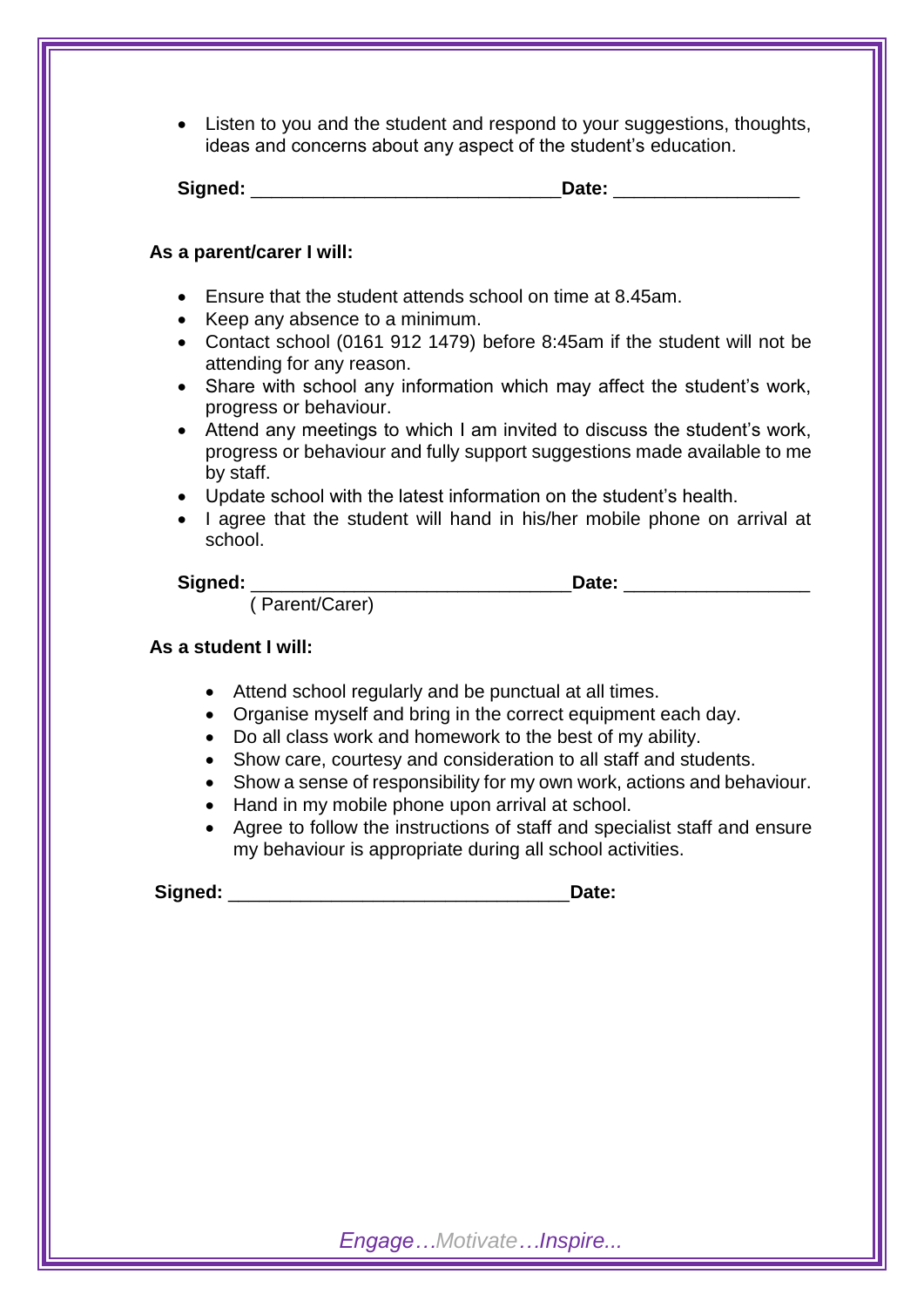- Listen to you and the student and respond to your suggestions, thoughts, ideas and concerns about any aspect of the student's education.

**Signed:** ____________________________ **Date:** _________________

**As a parent/carer I will:**

- Ensure that the student attends school on time at 8.45am.
- Keep any absence to a minimum.
- Contact school (0161 912 1479) before 8:45am if the student will not be attending for any reason.
- Share with school any information which may affect the student's work, progress or behaviour.
- Attend any meetings to which I am invited to discuss the student's work, progress or behaviour and fully support suggestions made available to me by staff.
- Update school with the latest information on the student's health.
- I agree that the student will hand in his/her mobile phone on arrival at school.

**Signed:** ____________________________ **Date:** _________________
( Parent/Carer)

**As a student I will:**

- Attend school regularly and be punctual at all times.
- Organise myself and bring in the correct equipment each day.
- Do all class work and homework to the best of my ability.
- Show care, courtesy and consideration to all staff and students.
- Show a sense of responsibility for my own work, actions and behaviour.
- Hand in my mobile phone upon arrival at school.
- Agree to follow the instructions of staff and specialist staff and ensure my behaviour is appropriate during all school activities.

**Signed:** ______________________________ **Date:**

*Engage…Motivate…Inspire...*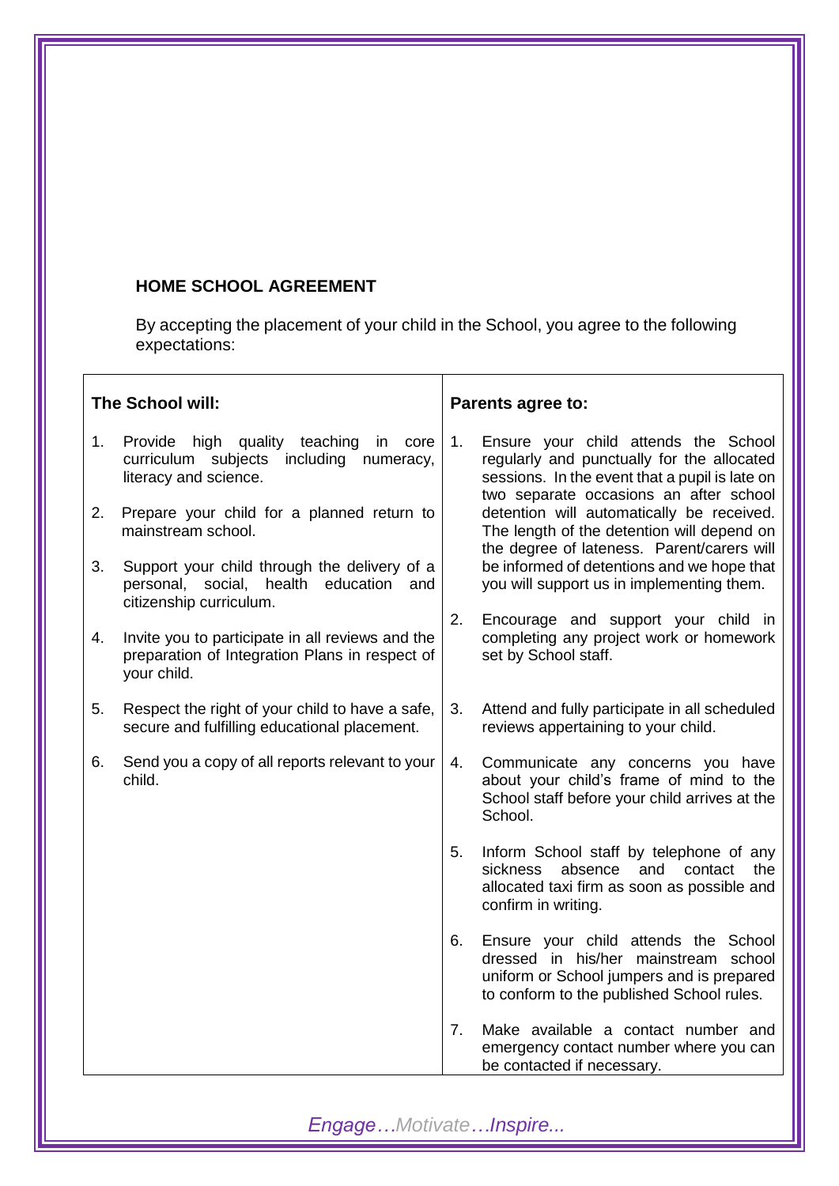**HOME SCHOOL AGREEMENT**

By accepting the placement of your child in the School, you agree to the following expectations:

| **The School will:** | **Parents agree to:** |
|---|---|
| 1. Provide high quality teaching in core curriculum subjects including numeracy, literacy and science. | 1. Ensure your child attends the School regularly and punctually for the allocated sessions. In the event that a pupil is late on two separate occasions an after school detention will automatically be received. The length of the detention will depend on the degree of lateness. Parent/carers will be informed of detentions and we hope that you will support us in implementing them. |
| 2. Prepare your child for a planned return to mainstream school. | 2. Encourage and support your child in completing any project work or homework set by School staff. |
| 3. Support your child through the delivery of a personal, social, health education and citizenship curriculum. | 3. Attend and fully participate in all scheduled reviews appertaining to your child. |
| 4. Invite you to participate in all reviews and the preparation of Integration Plans in respect of your child. | 4. Communicate any concerns you have about your child's frame of mind to the School staff before your child arrives at the School. |
| 5. Respect the right of your child to have a safe, secure and fulfilling educational placement. | 5. Inform School staff by telephone of any sickness absence and contact the allocated taxi firm as soon as possible and confirm in writing. |
| 6. Send you a copy of all reports relevant to your child. | 6. Ensure your child attends the School dressed in his/her mainstream school uniform or School jumpers and is prepared to conform to the published School rules. |
| | 7. Make available a contact number and emergency contact number where you can be contacted if necessary. |

*Engage…Motivate…Inspire...*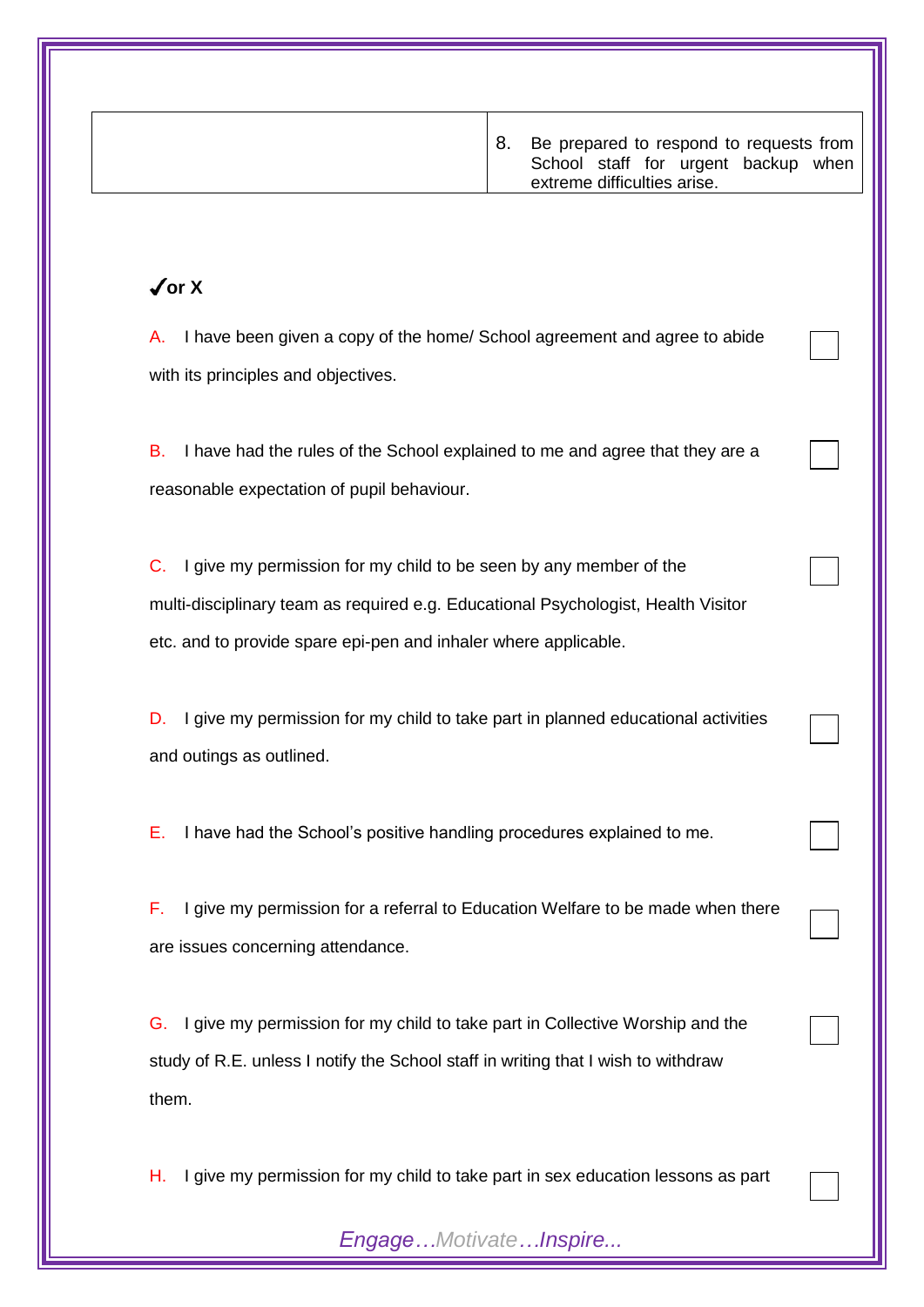|  | 8. Be prepared to respond to requests from School staff for urgent backup when extreme difficulties arise. |
|---|---|

**✓or X**

A. I have been given a copy of the home/ School agreement and agree to abide with its principles and objectives. ☐

B. I have had the rules of the School explained to me and agree that they are a reasonable expectation of pupil behaviour. ☐

C. I give my permission for my child to be seen by any member of the multi-disciplinary team as required e.g. Educational Psychologist, Health Visitor etc. and to provide spare epi-pen and inhaler where applicable. ☐

D. I give my permission for my child to take part in planned educational activities and outings as outlined. ☐

E. I have had the School's positive handling procedures explained to me. ☐

F. I give my permission for a referral to Education Welfare to be made when there are issues concerning attendance. ☐

G. I give my permission for my child to take part in Collective Worship and the study of R.E. unless I notify the School staff in writing that I wish to withdraw them. ☐

H. I give my permission for my child to take part in sex education lessons as part ☐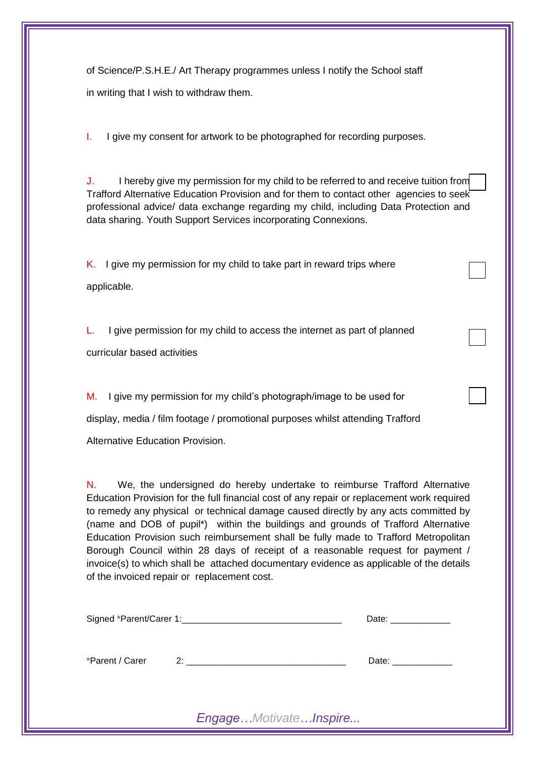of Science/P.S.H.E./ Art Therapy programmes unless I notify the School staff in writing that I wish to withdraw them.

I. I give my consent for artwork to be photographed for recording purposes.

J. I hereby give my permission for my child to be referred to and receive tuition from Trafford Alternative Education Provision and for them to contact other agencies to seek professional advice/ data exchange regarding my child, including Data Protection and data sharing. Youth Support Services incorporating Connexions. ☐

K. I give my permission for my child to take part in reward trips where applicable. ☐

L. I give permission for my child to access the internet as part of planned curricular based activities ☐

M. I give my permission for my child's photograph/image to be used for display, media / film footage / promotional purposes whilst attending Trafford Alternative Education Provision. ☐

N. We, the undersigned do hereby undertake to reimburse Trafford Alternative Education Provision for the full financial cost of any repair or replacement work required to remedy any physical or technical damage caused directly by any acts committed by (name and DOB of pupil*) within the buildings and grounds of Trafford Alternative Education Provision such reimbursement shall be fully made to Trafford Metropolitan Borough Council within 28 days of receipt of a reasonable request for payment / invoice(s) to which shall be attached documentary evidence as applicable of the details of the invoiced repair or replacement cost.

Signed *Parent/Carer 1:_______________________________ Date: ____________

*Parent / Carer 2: _______________________________ Date: ____________

*Engage…Motivate…Inspire...*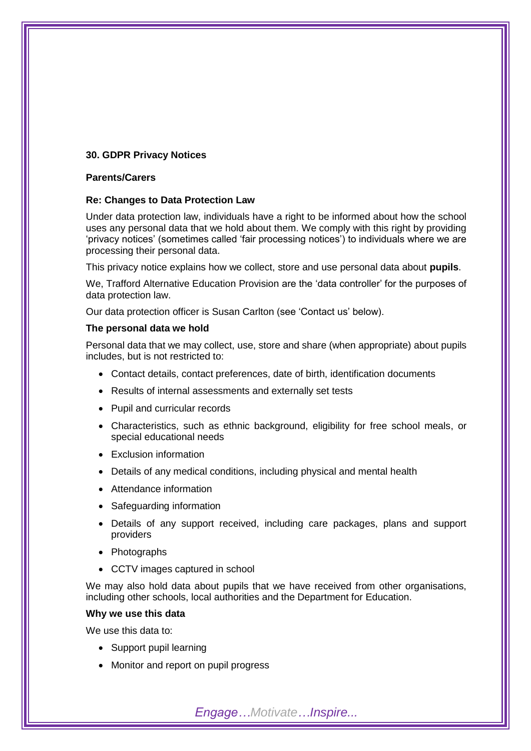## 30. GDPR Privacy Notices

**Parents/Carers**

**Re: Changes to Data Protection Law**

Under data protection law, individuals have a right to be informed about how the school uses any personal data that we hold about them. We comply with this right by providing 'privacy notices' (sometimes called 'fair processing notices') to individuals where we are processing their personal data.

This privacy notice explains how we collect, store and use personal data about **pupils**.

We, Trafford Alternative Education Provision are the 'data controller' for the purposes of data protection law.

Our data protection officer is Susan Carlton (see 'Contact us' below).

**The personal data we hold**

Personal data that we may collect, use, store and share (when appropriate) about pupils includes, but is not restricted to:

- Contact details, contact preferences, date of birth, identification documents
- Results of internal assessments and externally set tests
- Pupil and curricular records
- Characteristics, such as ethnic background, eligibility for free school meals, or special educational needs
- Exclusion information
- Details of any medical conditions, including physical and mental health
- Attendance information
- Safeguarding information
- Details of any support received, including care packages, plans and support providers
- Photographs
- CCTV images captured in school

We may also hold data about pupils that we have received from other organisations, including other schools, local authorities and the Department for Education.

**Why we use this data**

We use this data to:

- Support pupil learning
- Monitor and report on pupil progress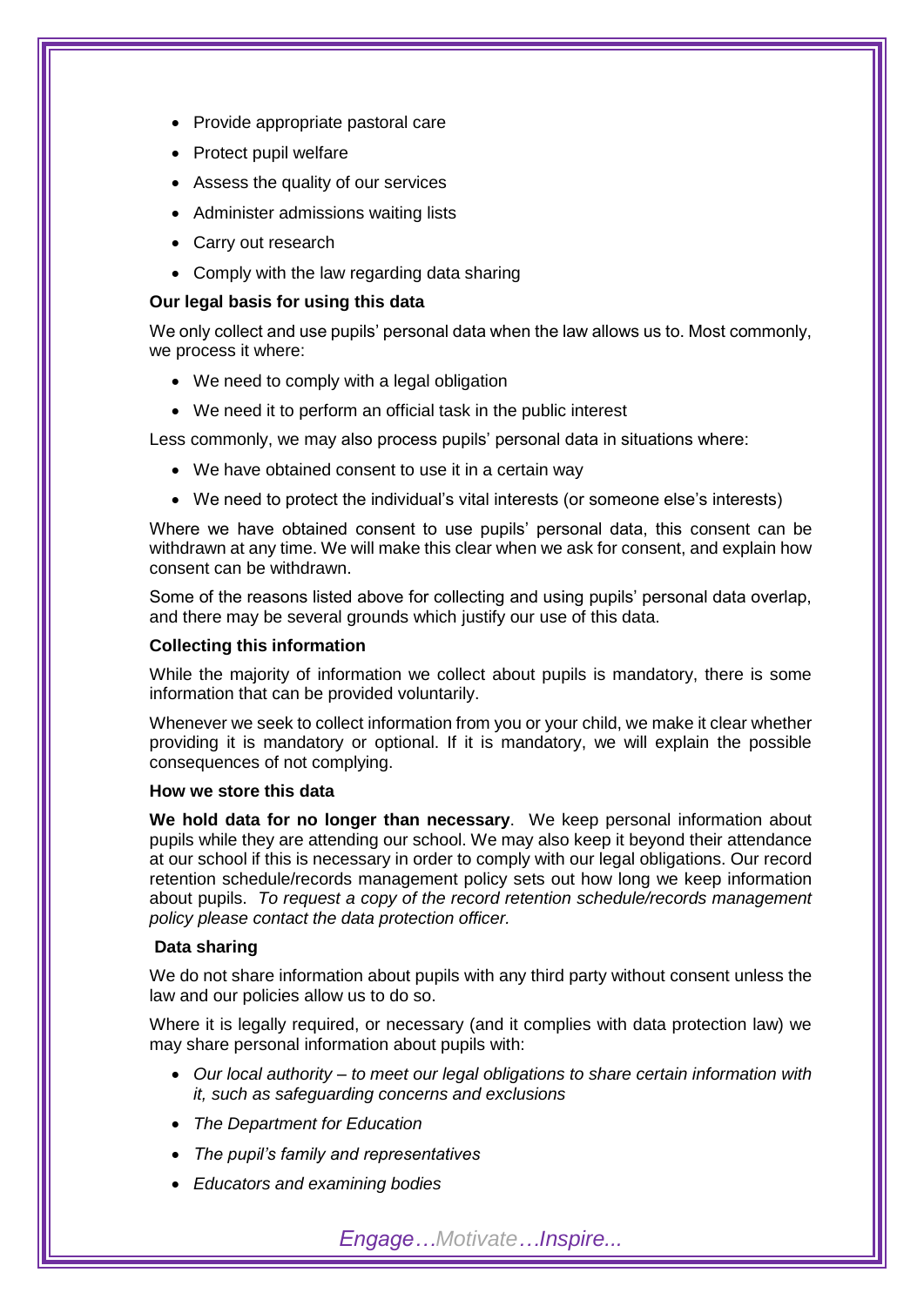- Provide appropriate pastoral care
- Protect pupil welfare
- Assess the quality of our services
- Administer admissions waiting lists
- Carry out research
- Comply with the law regarding data sharing

**Our legal basis for using this data**

We only collect and use pupils' personal data when the law allows us to. Most commonly, we process it where:

- We need to comply with a legal obligation
- We need it to perform an official task in the public interest

Less commonly, we may also process pupils' personal data in situations where:

- We have obtained consent to use it in a certain way
- We need to protect the individual's vital interests (or someone else's interests)

Where we have obtained consent to use pupils' personal data, this consent can be withdrawn at any time. We will make this clear when we ask for consent, and explain how consent can be withdrawn.

Some of the reasons listed above for collecting and using pupils' personal data overlap, and there may be several grounds which justify our use of this data.

**Collecting this information**

While the majority of information we collect about pupils is mandatory, there is some information that can be provided voluntarily.

Whenever we seek to collect information from you or your child, we make it clear whether providing it is mandatory or optional. If it is mandatory, we will explain the possible consequences of not complying.

**How we store this data**

**We hold data for no longer than necessary**. We keep personal information about pupils while they are attending our school. We may also keep it beyond their attendance at our school if this is necessary in order to comply with our legal obligations. Our record retention schedule/records management policy sets out how long we keep information about pupils. *To request a copy of the record retention schedule/records management policy please contact the data protection officer.*

**Data sharing**

We do not share information about pupils with any third party without consent unless the law and our policies allow us to do so.

Where it is legally required, or necessary (and it complies with data protection law) we may share personal information about pupils with:

- *Our local authority – to meet our legal obligations to share certain information with it, such as safeguarding concerns and exclusions*
- *The Department for Education*
- *The pupil's family and representatives*
- *Educators and examining bodies*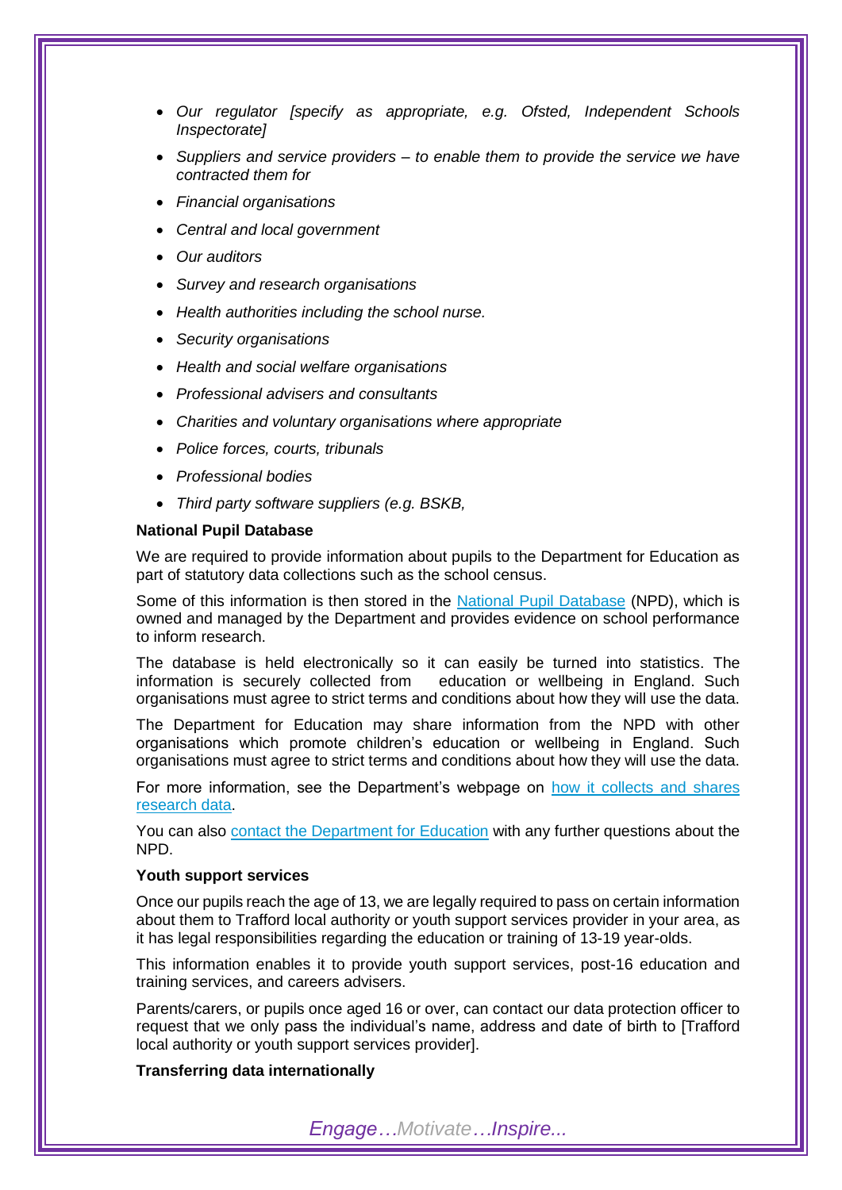- *Our regulator [specify as appropriate, e.g. Ofsted, Independent Schools Inspectorate]*
- *Suppliers and service providers – to enable them to provide the service we have contracted them for*
- *Financial organisations*
- *Central and local government*
- *Our auditors*
- *Survey and research organisations*
- *Health authorities including the school nurse.*
- *Security organisations*
- *Health and social welfare organisations*
- *Professional advisers and consultants*
- *Charities and voluntary organisations where appropriate*
- *Police forces, courts, tribunals*
- *Professional bodies*
- *Third party software suppliers (e.g. BSKB,*

**National Pupil Database**

We are required to provide information about pupils to the Department for Education as part of statutory data collections such as the school census.

Some of this information is then stored in the National Pupil Database (NPD), which is owned and managed by the Department and provides evidence on school performance to inform research.

The database is held electronically so it can easily be turned into statistics. The information is securely collected from education or wellbeing in England. Such organisations must agree to strict terms and conditions about how they will use the data.

The Department for Education may share information from the NPD with other organisations which promote children's education or wellbeing in England. Such organisations must agree to strict terms and conditions about how they will use the data.

For more information, see the Department's webpage on how it collects and shares research data.

You can also contact the Department for Education with any further questions about the NPD.

**Youth support services**

Once our pupils reach the age of 13, we are legally required to pass on certain information about them to Trafford local authority or youth support services provider in your area, as it has legal responsibilities regarding the education or training of 13-19 year-olds.

This information enables it to provide youth support services, post-16 education and training services, and careers advisers.

Parents/carers, or pupils once aged 16 or over, can contact our data protection officer to request that we only pass the individual's name, address and date of birth to [Trafford local authority or youth support services provider].

**Transferring data internationally**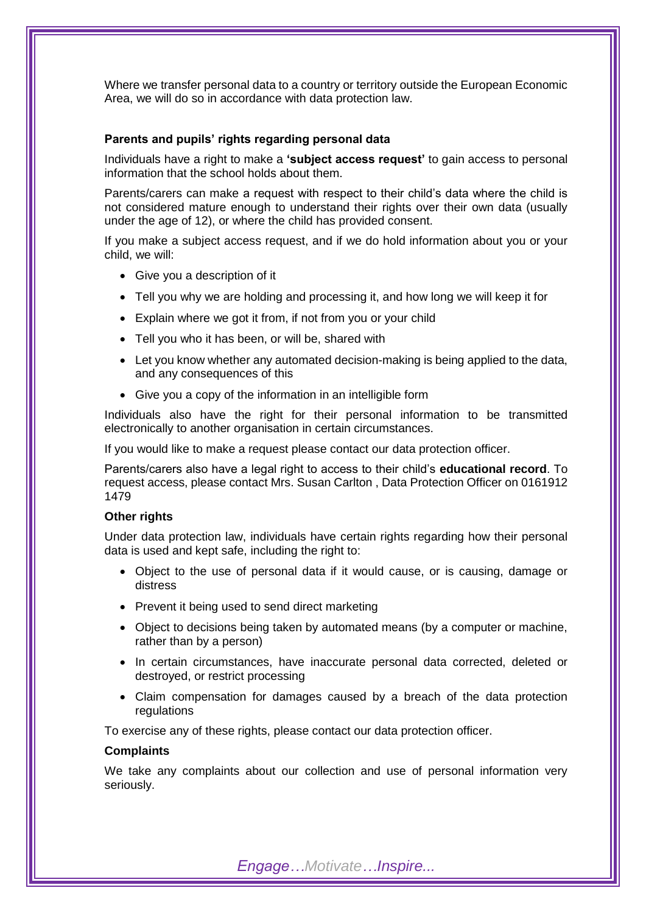Where we transfer personal data to a country or territory outside the European Economic Area, we will do so in accordance with data protection law.

### Parents and pupils' rights regarding personal data

Individuals have a right to make a **'subject access request'** to gain access to personal information that the school holds about them.

Parents/carers can make a request with respect to their child's data where the child is not considered mature enough to understand their rights over their own data (usually under the age of 12), or where the child has provided consent.

If you make a subject access request, and if we do hold information about you or your child, we will:

- Give you a description of it
- Tell you why we are holding and processing it, and how long we will keep it for
- Explain where we got it from, if not from you or your child
- Tell you who it has been, or will be, shared with
- Let you know whether any automated decision-making is being applied to the data, and any consequences of this
- Give you a copy of the information in an intelligible form

Individuals also have the right for their personal information to be transmitted electronically to another organisation in certain circumstances.

If you would like to make a request please contact our data protection officer.

Parents/carers also have a legal right to access to their child's **educational record**. To request access, please contact Mrs. Susan Carlton , Data Protection Officer on 0161912 1479

### Other rights

Under data protection law, individuals have certain rights regarding how their personal data is used and kept safe, including the right to:

- Object to the use of personal data if it would cause, or is causing, damage or distress
- Prevent it being used to send direct marketing
- Object to decisions being taken by automated means (by a computer or machine, rather than by a person)
- In certain circumstances, have inaccurate personal data corrected, deleted or destroyed, or restrict processing
- Claim compensation for damages caused by a breach of the data protection regulations

To exercise any of these rights, please contact our data protection officer.

### Complaints

We take any complaints about our collection and use of personal information very seriously.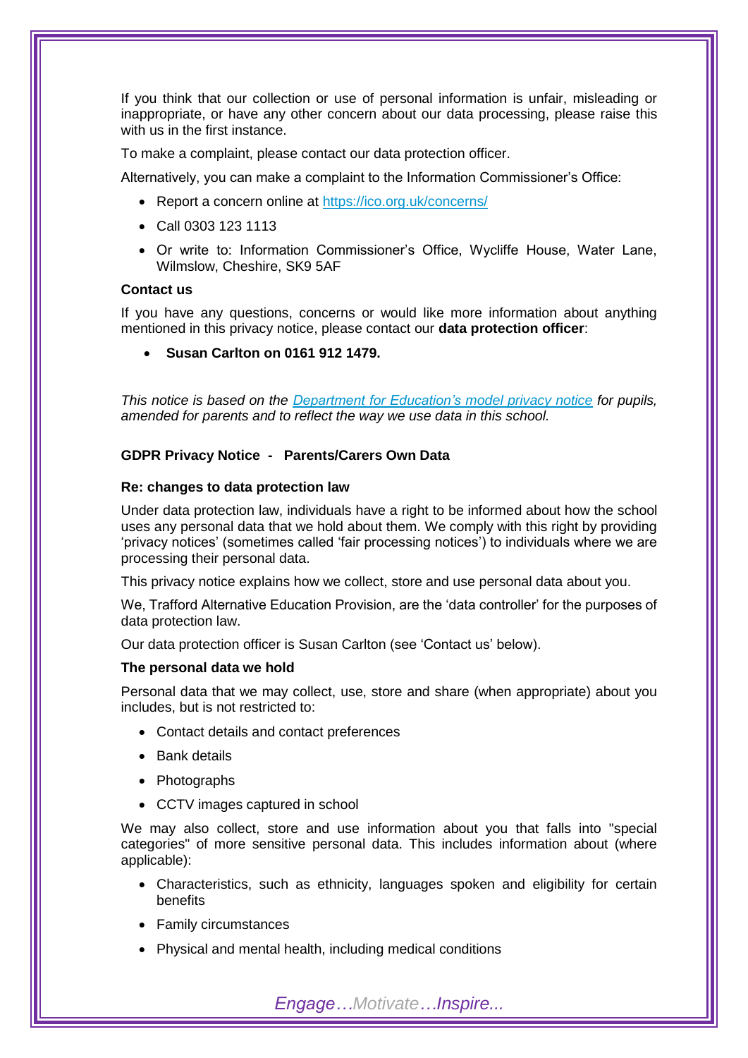If you think that our collection or use of personal information is unfair, misleading or inappropriate, or have any other concern about our data processing, please raise this with us in the first instance.

To make a complaint, please contact our data protection officer.

Alternatively, you can make a complaint to the Information Commissioner's Office:

- Report a concern online at [https://ico.org.uk/concerns/](https://ico.org.uk/concerns/)
- Call 0303 123 1113
- Or write to: Information Commissioner's Office, Wycliffe House, Water Lane, Wilmslow, Cheshire, SK9 5AF

**Contact us**

If you have any questions, concerns or would like more information about anything mentioned in this privacy notice, please contact our **data protection officer**:

- **Susan Carlton on 0161 912 1479.**

*This notice is based on the [Department for Education's model privacy notice](https://www.gov.uk/government/publications/data-protection-and-privacy-privacy-notices) for pupils, amended for parents and to reflect the way we use data in this school.*

**GDPR Privacy Notice - Parents/Carers Own Data**

**Re: changes to data protection law**

Under data protection law, individuals have a right to be informed about how the school uses any personal data that we hold about them. We comply with this right by providing 'privacy notices' (sometimes called 'fair processing notices') to individuals where we are processing their personal data.

This privacy notice explains how we collect, store and use personal data about you.

We, Trafford Alternative Education Provision, are the 'data controller' for the purposes of data protection law.

Our data protection officer is Susan Carlton (see 'Contact us' below).

**The personal data we hold**

Personal data that we may collect, use, store and share (when appropriate) about you includes, but is not restricted to:

- Contact details and contact preferences
- Bank details
- Photographs
- CCTV images captured in school

We may also collect, store and use information about you that falls into "special categories" of more sensitive personal data. This includes information about (where applicable):

- Characteristics, such as ethnicity, languages spoken and eligibility for certain benefits
- Family circumstances
- Physical and mental health, including medical conditions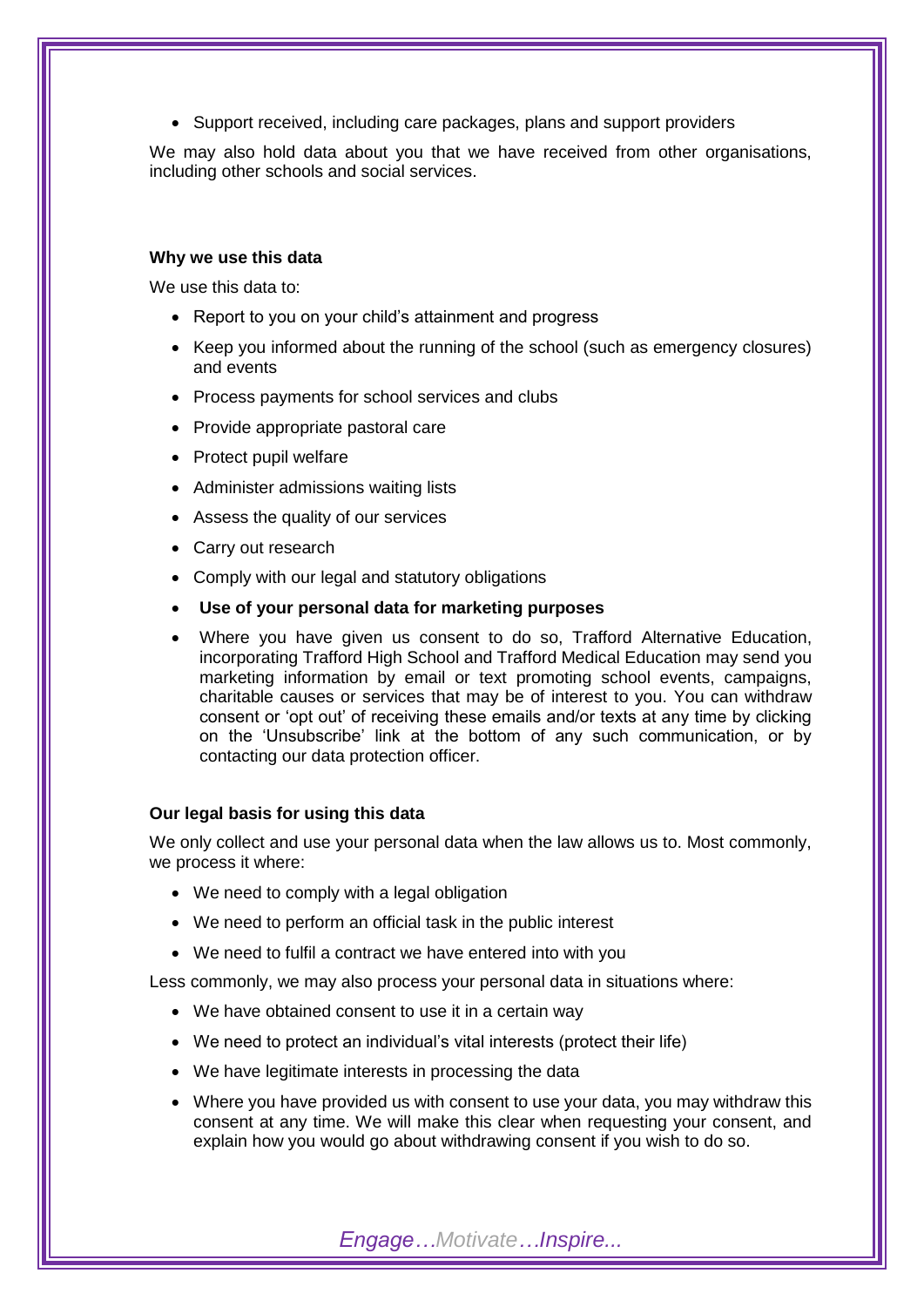- Support received, including care packages, plans and support providers

We may also hold data about you that we have received from other organisations, including other schools and social services.

**Why we use this data**

We use this data to:

- Report to you on your child's attainment and progress
- Keep you informed about the running of the school (such as emergency closures) and events
- Process payments for school services and clubs
- Provide appropriate pastoral care
- Protect pupil welfare
- Administer admissions waiting lists
- Assess the quality of our services
- Carry out research
- Comply with our legal and statutory obligations
- **Use of your personal data for marketing purposes**
- Where you have given us consent to do so, Trafford Alternative Education, incorporating Trafford High School and Trafford Medical Education may send you marketing information by email or text promoting school events, campaigns, charitable causes or services that may be of interest to you. You can withdraw consent or 'opt out' of receiving these emails and/or texts at any time by clicking on the 'Unsubscribe' link at the bottom of any such communication, or by contacting our data protection officer.

**Our legal basis for using this data**

We only collect and use your personal data when the law allows us to. Most commonly, we process it where:

- We need to comply with a legal obligation
- We need to perform an official task in the public interest
- We need to fulfil a contract we have entered into with you

Less commonly, we may also process your personal data in situations where:

- We have obtained consent to use it in a certain way
- We need to protect an individual's vital interests (protect their life)
- We have legitimate interests in processing the data
- Where you have provided us with consent to use your data, you may withdraw this consent at any time. We will make this clear when requesting your consent, and explain how you would go about withdrawing consent if you wish to do so.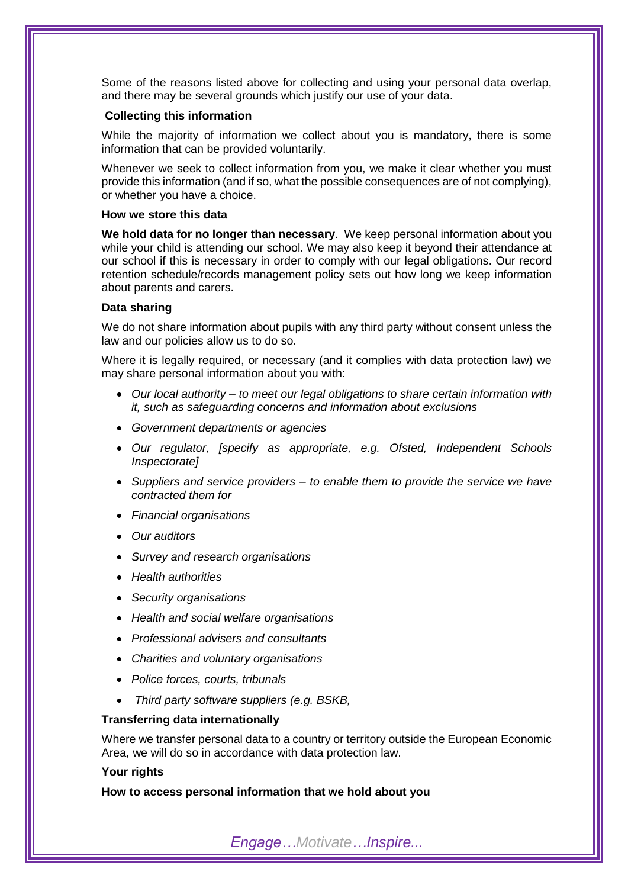Some of the reasons listed above for collecting and using your personal data overlap, and there may be several grounds which justify our use of your data.

**Collecting this information**

While the majority of information we collect about you is mandatory, there is some information that can be provided voluntarily.

Whenever we seek to collect information from you, we make it clear whether you must provide this information (and if so, what the possible consequences are of not complying), or whether you have a choice.

**How we store this data**

**We hold data for no longer than necessary**. We keep personal information about you while your child is attending our school. We may also keep it beyond their attendance at our school if this is necessary in order to comply with our legal obligations. Our record retention schedule/records management policy sets out how long we keep information about parents and carers.

**Data sharing**

We do not share information about pupils with any third party without consent unless the law and our policies allow us to do so.

Where it is legally required, or necessary (and it complies with data protection law) we may share personal information about you with:

- *Our local authority – to meet our legal obligations to share certain information with it, such as safeguarding concerns and information about exclusions*
- *Government departments or agencies*
- *Our regulator, [specify as appropriate, e.g. Ofsted, Independent Schools Inspectorate]*
- *Suppliers and service providers – to enable them to provide the service we have contracted them for*
- *Financial organisations*
- *Our auditors*
- *Survey and research organisations*
- *Health authorities*
- *Security organisations*
- *Health and social welfare organisations*
- *Professional advisers and consultants*
- *Charities and voluntary organisations*
- *Police forces, courts, tribunals*
- *Third party software suppliers (e.g. BSKB,*

**Transferring data internationally**

Where we transfer personal data to a country or territory outside the European Economic Area, we will do so in accordance with data protection law.

**Your rights**

**How to access personal information that we hold about you**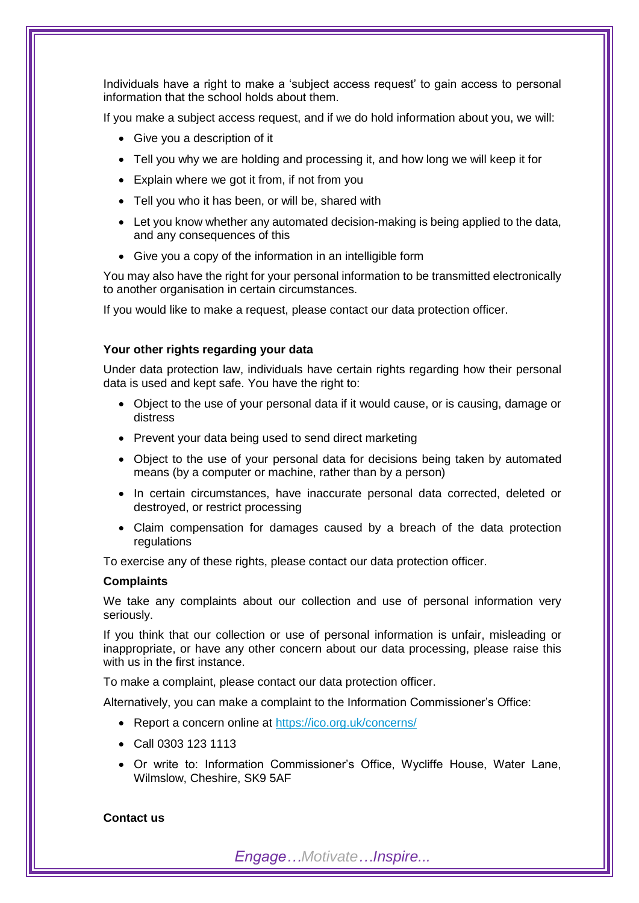Individuals have a right to make a 'subject access request' to gain access to personal information that the school holds about them.

If you make a subject access request, and if we do hold information about you, we will:

- Give you a description of it
- Tell you why we are holding and processing it, and how long we will keep it for
- Explain where we got it from, if not from you
- Tell you who it has been, or will be, shared with
- Let you know whether any automated decision-making is being applied to the data, and any consequences of this
- Give you a copy of the information in an intelligible form

You may also have the right for your personal information to be transmitted electronically to another organisation in certain circumstances.

If you would like to make a request, please contact our data protection officer.

**Your other rights regarding your data**

Under data protection law, individuals have certain rights regarding how their personal data is used and kept safe. You have the right to:

- Object to the use of your personal data if it would cause, or is causing, damage or distress
- Prevent your data being used to send direct marketing
- Object to the use of your personal data for decisions being taken by automated means (by a computer or machine, rather than by a person)
- In certain circumstances, have inaccurate personal data corrected, deleted or destroyed, or restrict processing
- Claim compensation for damages caused by a breach of the data protection regulations

To exercise any of these rights, please contact our data protection officer.

**Complaints**

We take any complaints about our collection and use of personal information very seriously.

If you think that our collection or use of personal information is unfair, misleading or inappropriate, or have any other concern about our data processing, please raise this with us in the first instance.

To make a complaint, please contact our data protection officer.

Alternatively, you can make a complaint to the Information Commissioner's Office:

- Report a concern online at https://ico.org.uk/concerns/
- Call 0303 123 1113
- Or write to: Information Commissioner's Office, Wycliffe House, Water Lane, Wilmslow, Cheshire, SK9 5AF

**Contact us**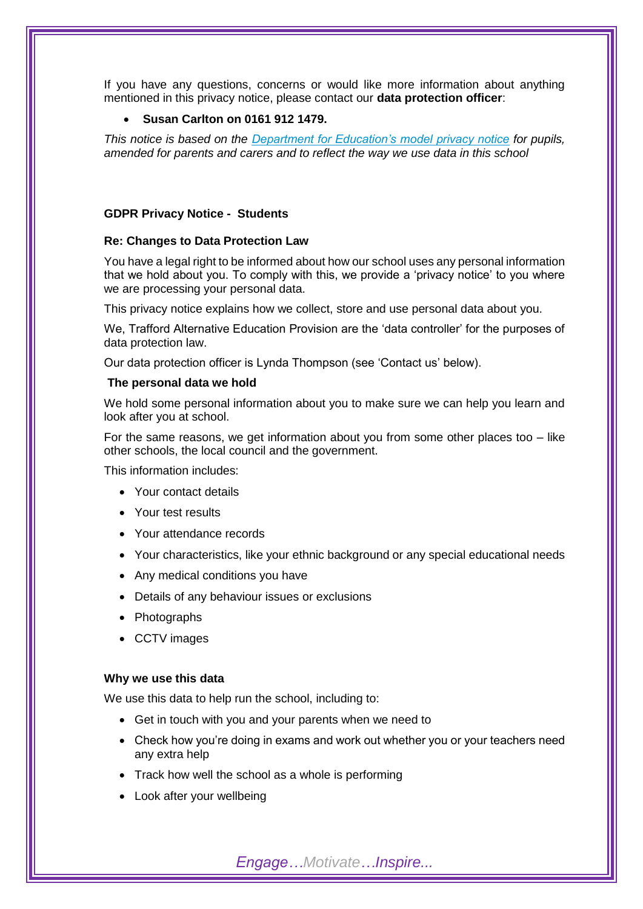If you have any questions, concerns or would like more information about anything mentioned in this privacy notice, please contact our **data protection officer**:

- **Susan Carlton on 0161 912 1479.**

*This notice is based on the [Department for Education's model privacy notice](#) for pupils, amended for parents and carers and to reflect the way we use data in this school*

**GDPR Privacy Notice - Students**

**Re: Changes to Data Protection Law**

You have a legal right to be informed about how our school uses any personal information that we hold about you. To comply with this, we provide a 'privacy notice' to you where we are processing your personal data.

This privacy notice explains how we collect, store and use personal data about you.

We, Trafford Alternative Education Provision are the 'data controller' for the purposes of data protection law.

Our data protection officer is Lynda Thompson (see 'Contact us' below).

**The personal data we hold**

We hold some personal information about you to make sure we can help you learn and look after you at school.

For the same reasons, we get information about you from some other places too – like other schools, the local council and the government.

This information includes:

- Your contact details
- Your test results
- Your attendance records
- Your characteristics, like your ethnic background or any special educational needs
- Any medical conditions you have
- Details of any behaviour issues or exclusions
- Photographs
- CCTV images

**Why we use this data**

We use this data to help run the school, including to:

- Get in touch with you and your parents when we need to
- Check how you're doing in exams and work out whether you or your teachers need any extra help
- Track how well the school as a whole is performing
- Look after your wellbeing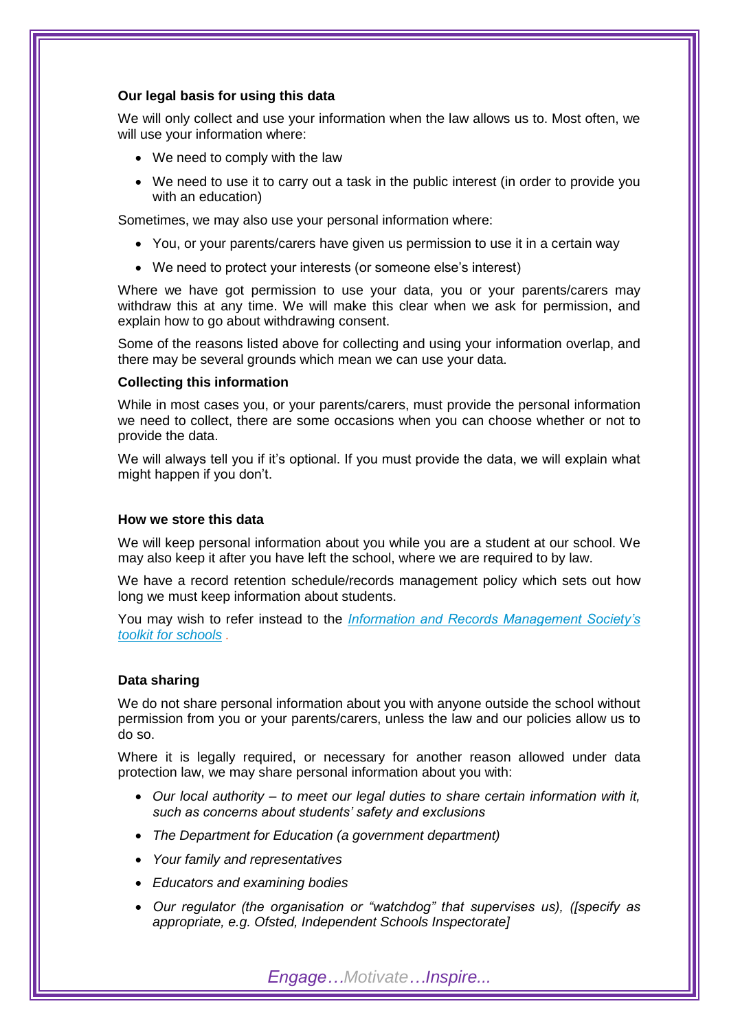**Our legal basis for using this data**

We will only collect and use your information when the law allows us to. Most often, we will use your information where:

- We need to comply with the law
- We need to use it to carry out a task in the public interest (in order to provide you with an education)

Sometimes, we may also use your personal information where:

- You, or your parents/carers have given us permission to use it in a certain way
- We need to protect your interests (or someone else's interest)

Where we have got permission to use your data, you or your parents/carers may withdraw this at any time. We will make this clear when we ask for permission, and explain how to go about withdrawing consent.

Some of the reasons listed above for collecting and using your information overlap, and there may be several grounds which mean we can use your data.

**Collecting this information**

While in most cases you, or your parents/carers, must provide the personal information we need to collect, there are some occasions when you can choose whether or not to provide the data.

We will always tell you if it's optional. If you must provide the data, we will explain what might happen if you don't.

**How we store this data**

We will keep personal information about you while you are a student at our school. We may also keep it after you have left the school, where we are required to by law.

We have a record retention schedule/records management policy which sets out how long we must keep information about students.

You may wish to refer instead to the *Information and Records Management Society's toolkit for schools* .

**Data sharing**

We do not share personal information about you with anyone outside the school without permission from you or your parents/carers, unless the law and our policies allow us to do so.

Where it is legally required, or necessary for another reason allowed under data protection law, we may share personal information about you with:

- *Our local authority – to meet our legal duties to share certain information with it, such as concerns about students' safety and exclusions*
- *The Department for Education (a government department)*
- *Your family and representatives*
- *Educators and examining bodies*
- *Our regulator (the organisation or "watchdog" that supervises us), ([specify as appropriate, e.g. Ofsted, Independent Schools Inspectorate]*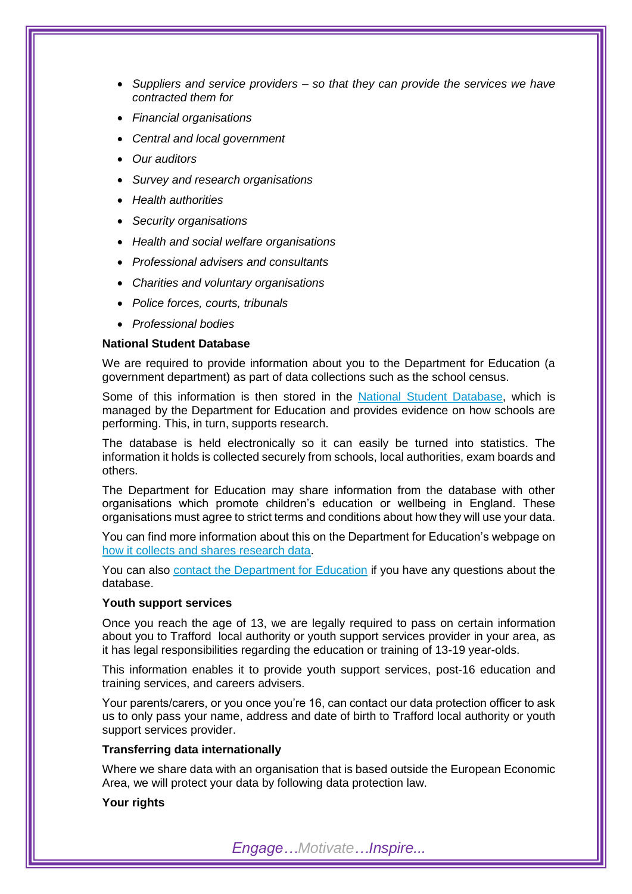- *Suppliers and service providers – so that they can provide the services we have contracted them for*
- *Financial organisations*
- *Central and local government*
- *Our auditors*
- *Survey and research organisations*
- *Health authorities*
- *Security organisations*
- *Health and social welfare organisations*
- *Professional advisers and consultants*
- *Charities and voluntary organisations*
- *Police forces, courts, tribunals*
- *Professional bodies*

**National Student Database**

We are required to provide information about you to the Department for Education (a government department) as part of data collections such as the school census.

Some of this information is then stored in the National Student Database, which is managed by the Department for Education and provides evidence on how schools are performing. This, in turn, supports research.

The database is held electronically so it can easily be turned into statistics. The information it holds is collected securely from schools, local authorities, exam boards and others.

The Department for Education may share information from the database with other organisations which promote children's education or wellbeing in England. These organisations must agree to strict terms and conditions about how they will use your data.

You can find more information about this on the Department for Education's webpage on how it collects and shares research data.

You can also contact the Department for Education if you have any questions about the database.

**Youth support services**

Once you reach the age of 13, we are legally required to pass on certain information about you to Trafford local authority or youth support services provider in your area, as it has legal responsibilities regarding the education or training of 13-19 year-olds.

This information enables it to provide youth support services, post-16 education and training services, and careers advisers.

Your parents/carers, or you once you're 16, can contact our data protection officer to ask us to only pass your name, address and date of birth to Trafford local authority or youth support services provider.

**Transferring data internationally**

Where we share data with an organisation that is based outside the European Economic Area, we will protect your data by following data protection law.

**Your rights**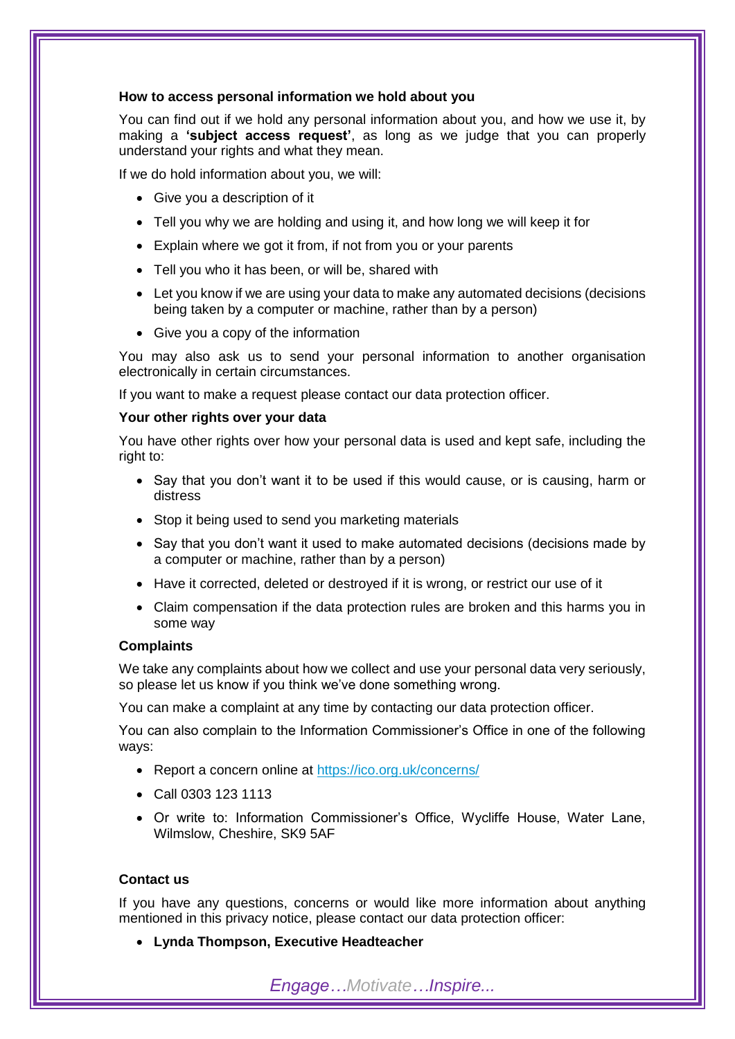**How to access personal information we hold about you**

You can find out if we hold any personal information about you, and how we use it, by making a **'subject access request'**, as long as we judge that you can properly understand your rights and what they mean.

If we do hold information about you, we will:

- Give you a description of it
- Tell you why we are holding and using it, and how long we will keep it for
- Explain where we got it from, if not from you or your parents
- Tell you who it has been, or will be, shared with
- Let you know if we are using your data to make any automated decisions (decisions being taken by a computer or machine, rather than by a person)
- Give you a copy of the information

You may also ask us to send your personal information to another organisation electronically in certain circumstances.

If you want to make a request please contact our data protection officer.

**Your other rights over your data**

You have other rights over how your personal data is used and kept safe, including the right to:

- Say that you don't want it to be used if this would cause, or is causing, harm or distress
- Stop it being used to send you marketing materials
- Say that you don't want it used to make automated decisions (decisions made by a computer or machine, rather than by a person)
- Have it corrected, deleted or destroyed if it is wrong, or restrict our use of it
- Claim compensation if the data protection rules are broken and this harms you in some way

**Complaints**

We take any complaints about how we collect and use your personal data very seriously, so please let us know if you think we've done something wrong.

You can make a complaint at any time by contacting our data protection officer.

You can also complain to the Information Commissioner's Office in one of the following ways:

- Report a concern online at https://ico.org.uk/concerns/
- Call 0303 123 1113
- Or write to: Information Commissioner's Office, Wycliffe House, Water Lane, Wilmslow, Cheshire, SK9 5AF

**Contact us**

If you have any questions, concerns or would like more information about anything mentioned in this privacy notice, please contact our data protection officer:

- **Lynda Thompson, Executive Headteacher**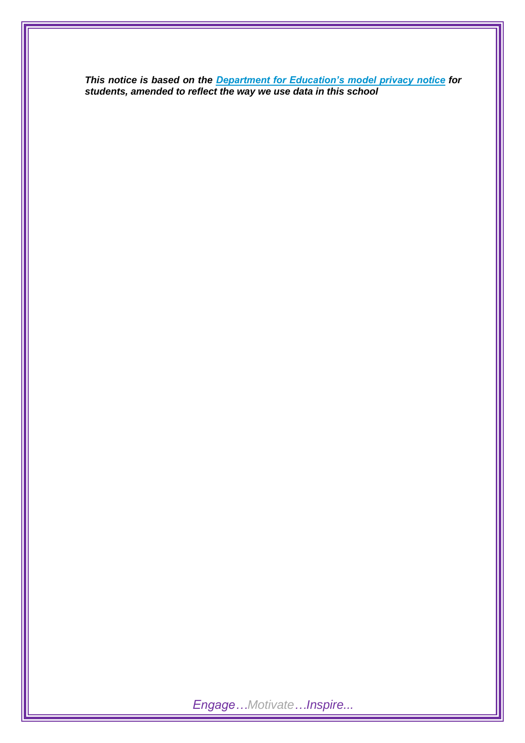***This notice is based on the [Department for Education's model privacy notice](#) for students, amended to reflect the way we use data in this school***